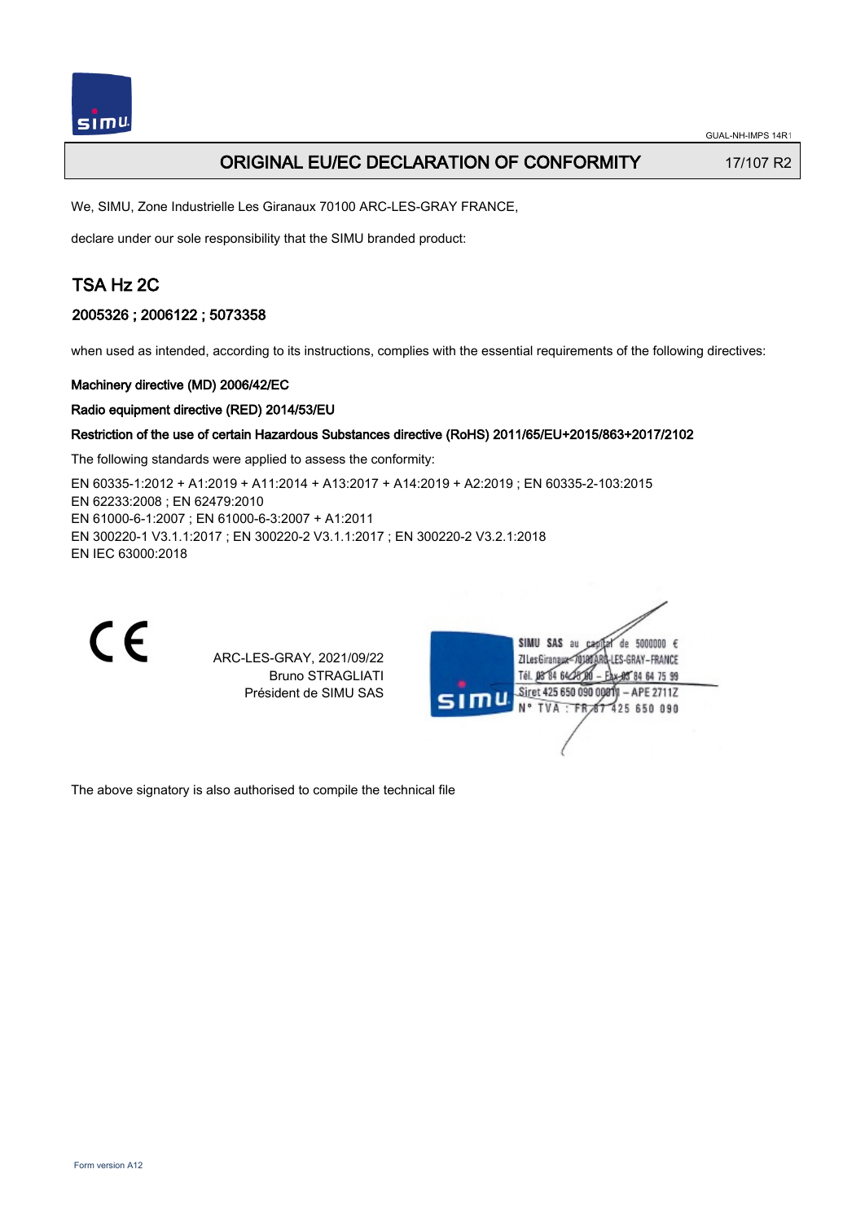GUAL-NH-IMPS 14R1

# ORIGINAL EU/EC DECLARATION OF CONFORMITY

17/107 R2

We, SIMU, Zone Industrielle Les Giranaux 70100 ARC-LES-GRAY FRANCE,

declare under our sole responsibility that the SIMU branded product:

## TSA Hz 2C

### 2005326 ; 2006122 ; 5073358

when used as intended, according to its instructions, complies with the essential requirements of the following directives:

**Machinery directive (MD) 2006/42/EC**

**Radio equipment directive (RED) 2014/53/EU**

**Restriction of the use of certain Hazardous Substances directive (RoHS) 2011/65/EU+2015/863+2017/2102**

The following standards were applied to assess the conformity:

EN 60335-1:2012 + A1:2019 + A11:2014 + A13:2017 + A14:2019 + A2:2019 ; EN 60335-2-103:2015
EN 62233:2008 ; EN 62479:2010
EN 61000-6-1:2007 ; EN 61000-6-3:2007 + A1:2011
EN 300220-1 V3.1.1:2017 ; EN 300220-2 V3.1.1:2017 ; EN 300220-2 V3.2.1:2018
EN IEC 63000:2018

CE

ARC-LES-GRAY, 2021/09/22
Bruno STRAGLIATI
Président de SIMU SAS

SIMU SAS au capital de 5000000 €
ZI Les Giranaux 70100 ARC-LES-GRAY-FRANCE
Tél. 03 84 64 75 00 – Fax 03 84 64 75 99
Siret 425 650 090 00011 – APE 2711Z
N° TVA : FR 87 425 650 090

The above signatory is also authorised to compile the technical file

Form version A12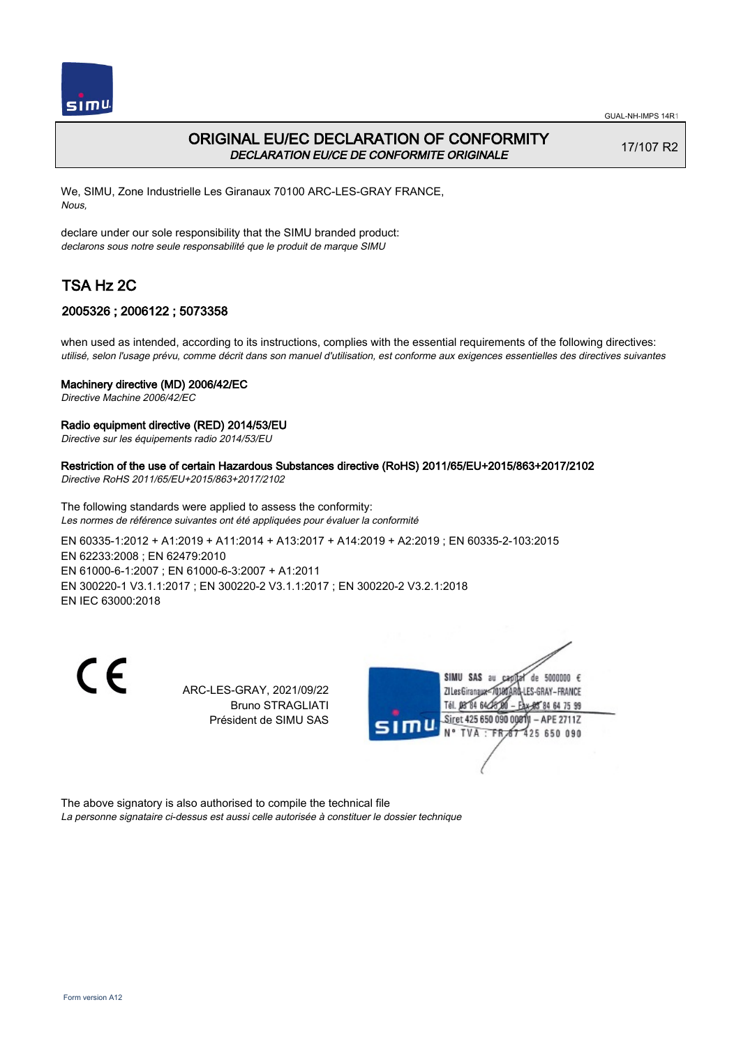# ORIGINAL EU/EC DECLARATION OF CONFORMITY

*DECLARATION EU/CE DE CONFORMITE ORIGINALE*

17/107 R2

We, SIMU, Zone Industrielle Les Giranaux 70100 ARC-LES-GRAY FRANCE,
*Nous,*

declare under our sole responsibility that the SIMU branded product:
*declarons sous notre seule responsabilité que le produit de marque SIMU*

## TSA Hz 2C

### 2005326 ; 2006122 ; 5073358

when used as intended, according to its instructions, complies with the essential requirements of the following directives:
*utilisé, selon l'usage prévu, comme décrit dans son manuel d'utilisation, est conforme aux exigences essentielles des directives suivantes*

**Machinery directive (MD) 2006/42/EC**
*Directive Machine 2006/42/EC*

**Radio equipment directive (RED) 2014/53/EU**
*Directive sur les équipements radio 2014/53/EU*

**Restriction of the use of certain Hazardous Substances directive (RoHS) 2011/65/EU+2015/863+2017/2102**
*Directive RoHS 2011/65/EU+2015/863+2017/2102*

The following standards were applied to assess the conformity:
*Les normes de référence suivantes ont été appliquées pour évaluer la conformité*

EN 60335-1:2012 + A1:2019 + A11:2014 + A13:2017 + A14:2019 + A2:2019 ; EN 60335-2-103:2015
EN 62233:2008 ; EN 62479:2010
EN 61000-6-1:2007 ; EN 61000-6-3:2007 + A1:2011
EN 300220-1 V3.1.1:2017 ; EN 300220-2 V3.1.1:2017 ; EN 300220-2 V3.2.1:2018
EN IEC 63000:2018

CE

ARC-LES-GRAY, 2021/09/22
Bruno STRAGLIATI
Président de SIMU SAS

SIMU SAS au capital de 5000000 €
ZI Les Giranaux 70100 ARC-LES-GRAY – FRANCE
Tél. 03 84 64 75 00 – Fax 03 84 64 75 99
Siret 425 650 090 00811 – APE 2711Z
N° TVA : FR 87 425 650 090

The above signatory is also authorised to compile the technical file
*La personne signataire ci-dessus est aussi celle autorisée à constituer le dossier technique*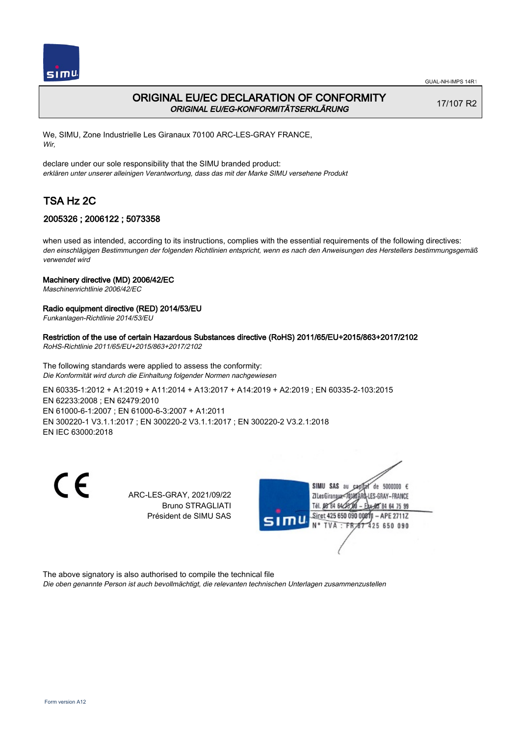# ORIGINAL EU/EC DECLARATION OF CONFORMITY

*ORIGINAL EU/EG-KONFORMITÄTSERKLÄRUNG*

17/107 R2

We, SIMU, Zone Industrielle Les Giranaux 70100 ARC-LES-GRAY FRANCE,
*Wir,*

declare under our sole responsibility that the SIMU branded product:
*erklären unter unserer alleinigen Verantwortung, dass das mit der Marke SIMU versehene Produkt*

## TSA Hz 2C

### 2005326 ; 2006122 ; 5073358

when used as intended, according to its instructions, complies with the essential requirements of the following directives:
*den einschlägigen Bestimmungen der folgenden Richtlinien entspricht, wenn es nach den Anweisungen des Herstellers bestimmungsgemäß verwendet wird*

**Machinery directive (MD) 2006/42/EC**
*Maschinenrichtlinie 2006/42/EC*

**Radio equipment directive (RED) 2014/53/EU**
*Funkanlagen-Richtlinie 2014/53/EU*

**Restriction of the use of certain Hazardous Substances directive (RoHS) 2011/65/EU+2015/863+2017/2102**
*RoHS-Richtlinie 2011/65/EU+2015/863+2017/2102*

The following standards were applied to assess the conformity:
*Die Konformität wird durch die Einhaltung folgender Normen nachgewiesen*

EN 60335-1:2012 + A1:2019 + A11:2014 + A13:2017 + A14:2019 + A2:2019 ; EN 60335-2-103:2015
EN 62233:2008 ; EN 62479:2010
EN 61000-6-1:2007 ; EN 61000-6-3:2007 + A1:2011
EN 300220-1 V3.1.1:2017 ; EN 300220-2 V3.1.1:2017 ; EN 300220-2 V3.2.1:2018
EN IEC 63000:2018

CE

ARC-LES-GRAY, 2021/09/22
Bruno STRAGLIATI
Président de SIMU SAS

SIMU SAS au capital de 5000000 €
ZI Les Giranaux 70100 ARC-LES-GRAY-FRANCE
Tél. 03 84 64 75 00 – Fax 03 84 64 75 99
Siret 425 650 090 00011 – APE 2711Z
N° TVA : FR 87 425 650 090

The above signatory is also authorised to compile the technical file
*Die oben genannte Person ist auch bevollmächtigt, die relevanten technischen Unterlagen zusammenzustellen*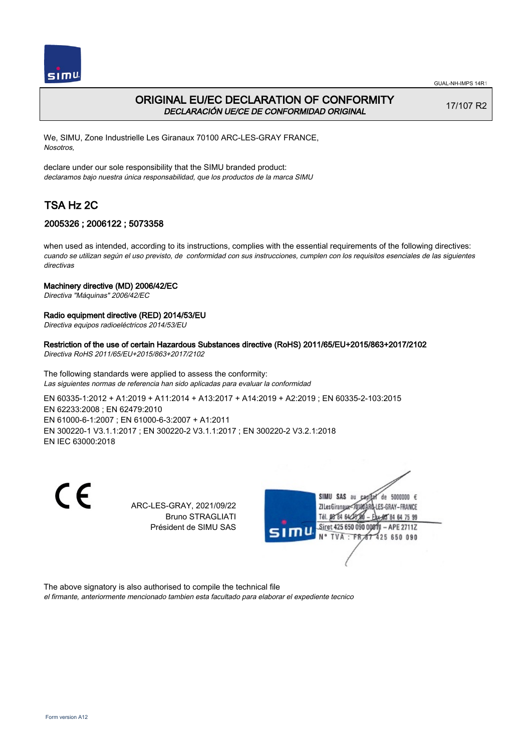# ORIGINAL EU/EC DECLARATION OF CONFORMITY

*DECLARACIÓN UE/CE DE CONFORMIDAD ORIGINAL*

17/107 R2

We, SIMU, Zone Industrielle Les Giranaux 70100 ARC-LES-GRAY FRANCE,
*Nosotros,*

declare under our sole responsibility that the SIMU branded product:
*declaramos bajo nuestra única responsabilidad, que los productos de la marca SIMU*

## TSA Hz 2C

### 2005326 ; 2006122 ; 5073358

when used as intended, according to its instructions, complies with the essential requirements of the following directives:
*cuando se utilizan según el uso previsto, de conformidad con sus instrucciones, cumplen con los requisitos esenciales de las siguientes directivas*

**Machinery directive (MD) 2006/42/EC**
*Directiva "Máquinas" 2006/42/EC*

**Radio equipment directive (RED) 2014/53/EU**
*Directiva equipos radioeléctricos 2014/53/EU*

**Restriction of the use of certain Hazardous Substances directive (RoHS) 2011/65/EU+2015/863+2017/2102**
*Directiva RoHS 2011/65/EU+2015/863+2017/2102*

The following standards were applied to assess the conformity:
*Las siguientes normas de referencia han sido aplicadas para evaluar la conformidad*

EN 60335-1:2012 + A1:2019 + A11:2014 + A13:2017 + A14:2019 + A2:2019 ; EN 60335-2-103:2015
EN 62233:2008 ; EN 62479:2010
EN 61000-6-1:2007 ; EN 61000-6-3:2007 + A1:2011
EN 300220-1 V3.1.1:2017 ; EN 300220-2 V3.1.1:2017 ; EN 300220-2 V3.2.1:2018
EN IEC 63000:2018

CE

ARC-LES-GRAY, 2021/09/22
Bruno STRAGLIATI
Président de SIMU SAS

SIMU SAS au capital de 5000000 €
ZI Les Giranaux 70100 ARC-LES-GRAY-FRANCE
Tél. 03 84 64 75 00 – Fax 03 84 64 75 99
Siret 425 650 090 00011 – APE 2711Z
N° TVA : FR 87 425 650 090

The above signatory is also authorised to compile the technical file
*el firmante, anteriormente mencionado tambien esta facultado para elaborar el expediente tecnico*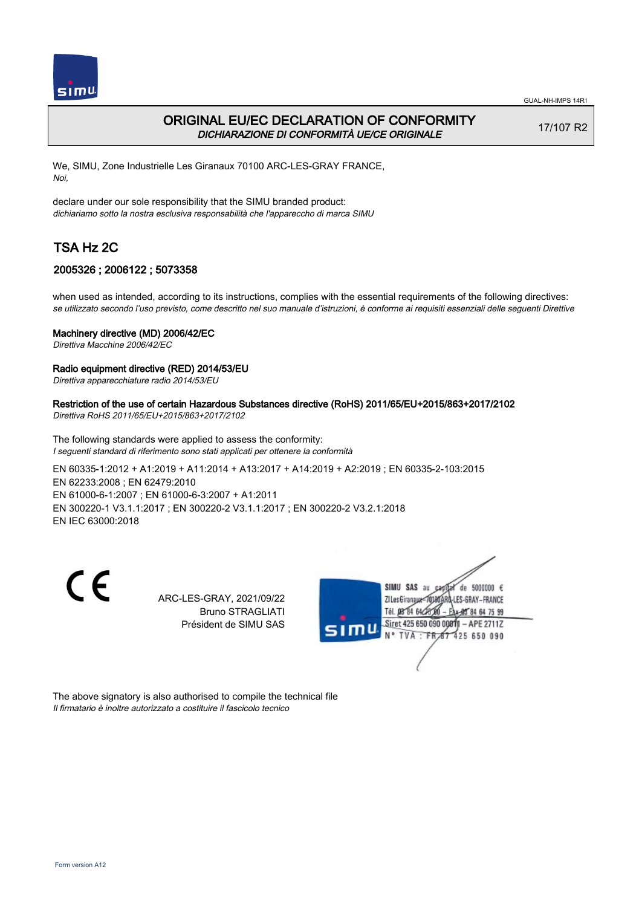# ORIGINAL EU/EC DECLARATION OF CONFORMITY
*DICHIARAZIONE DI CONFORMITÀ UE/CE ORIGINALE*

17/107 R2

We, SIMU, Zone Industrielle Les Giranaux 70100 ARC-LES-GRAY FRANCE,
*Noi,*

declare under our sole responsibility that the SIMU branded product:
*dichiariamo sotto la nostra esclusiva responsabilità che l'apparecchio di marca SIMU*

## TSA Hz 2C

### 2005326 ; 2006122 ; 5073358

when used as intended, according to its instructions, complies with the essential requirements of the following directives:
*se utilizzato secondo l'uso previsto, come descritto nel suo manuale d'istruzioni, è conforme ai requisiti essenziali delle seguenti Direttive*

**Machinery directive (MD) 2006/42/EC**
*Direttiva Macchine 2006/42/EC*

**Radio equipment directive (RED) 2014/53/EU**
*Direttiva apparecchiature radio 2014/53/EU*

**Restriction of the use of certain Hazardous Substances directive (RoHS) 2011/65/EU+2015/863+2017/2102**
*Direttiva RoHS 2011/65/EU+2015/863+2017/2102*

The following standards were applied to assess the conformity:
*I seguenti standard di riferimento sono stati applicati per ottenere la conformità*

EN 60335-1:2012 + A1:2019 + A11:2014 + A13:2017 + A14:2019 + A2:2019 ; EN 60335-2-103:2015
EN 62233:2008 ; EN 62479:2010
EN 61000-6-1:2007 ; EN 61000-6-3:2007 + A1:2011
EN 300220-1 V3.1.1:2017 ; EN 300220-2 V3.1.1:2017 ; EN 300220-2 V3.2.1:2018
EN IEC 63000:2018

CE

ARC-LES-GRAY, 2021/09/22
Bruno STRAGLIATI
Président de SIMU SAS

SIMU SAS au capital de 5000000 €
ZI Les Giranaux 70100 ARC-LES-GRAY-FRANCE
Tél. 03 84 64 75 00 – Fax 03 84 64 75 99
Siret 425 650 090 00811 – APE 2711Z
N° TVA : FR 87 425 650 090

The above signatory is also authorised to compile the technical file
*Il firmatario è inoltre autorizzato a costituire il fascicolo tecnico*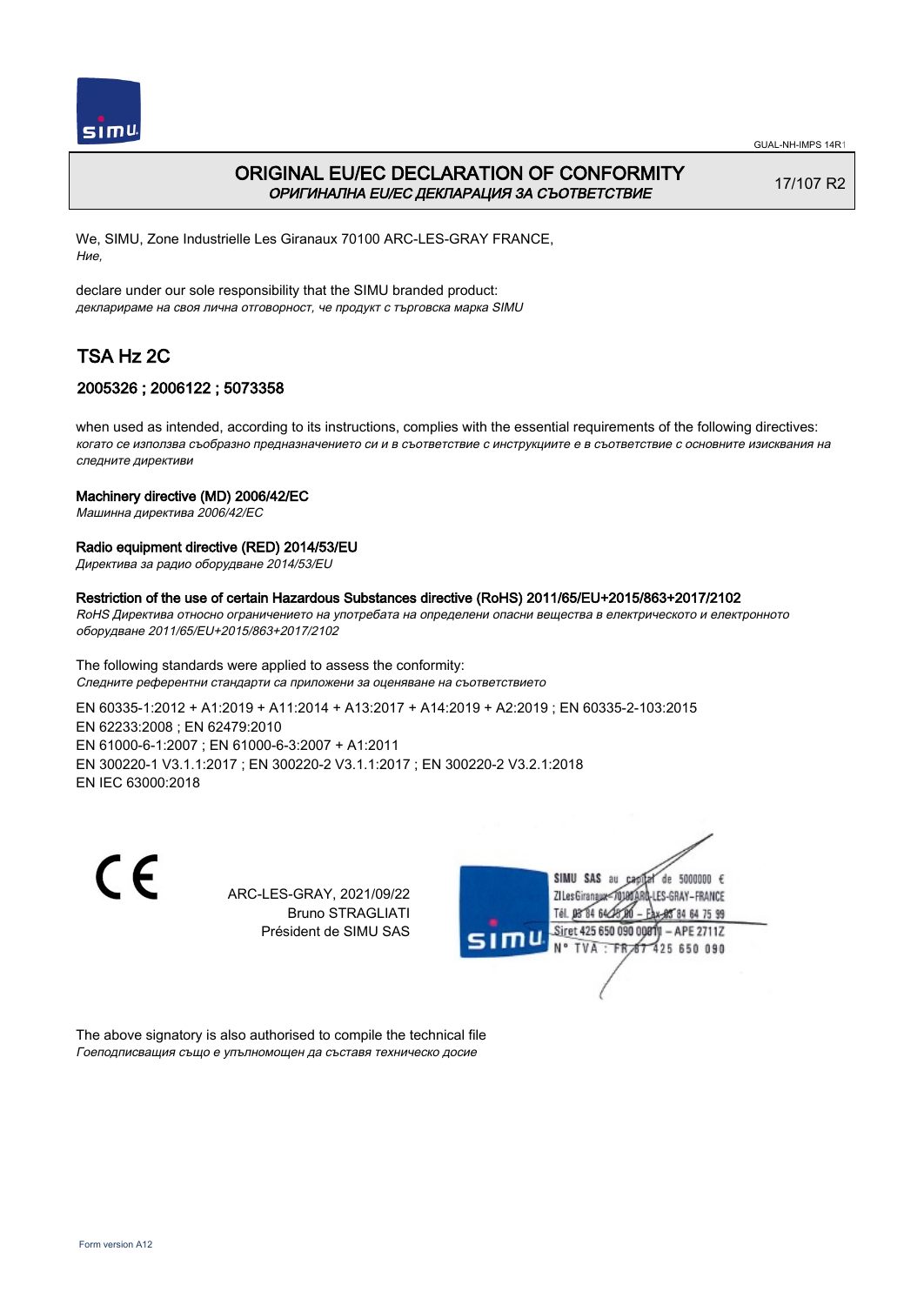GUAL-NH-IMPS 14R1

# ORIGINAL EU/EC DECLARATION OF CONFORMITY

*ОРИГИНАЛНА EU/EC ДЕКЛАРАЦИЯ ЗА СЪОТВЕТСТВИЕ*

17/107 R2

We, SIMU, Zone Industrielle Les Giranaux 70100 ARC-LES-GRAY FRANCE,
*Ние,*

declare under our sole responsibility that the SIMU branded product:
*декларираме на своя лична отговорност, че продукт с търговска марка SIMU*

## TSA Hz 2C

### 2005326 ; 2006122 ; 5073358

when used as intended, according to its instructions, complies with the essential requirements of the following directives:
*когато се използва съобразно предназначението си и в съответствие с инструкциите е в съответствие с основните изисквания на следните директиви*

**Machinery directive (MD) 2006/42/EC**
*Машинна директива 2006/42/EC*

**Radio equipment directive (RED) 2014/53/EU**
*Директива за радио оборудване 2014/53/EU*

**Restriction of the use of certain Hazardous Substances directive (RoHS) 2011/65/EU+2015/863+2017/2102**
*RoHS Директива относно ограничението на употребата на определени опасни вещества в електрическото и електронното оборудване 2011/65/EU+2015/863+2017/2102*

The following standards were applied to assess the conformity:
*Следните референтни стандарти са приложени за оценяване на съответствието*

EN 60335-1:2012 + A1:2019 + A11:2014 + A13:2017 + A14:2019 + A2:2019 ; EN 60335-2-103:2015
EN 62233:2008 ; EN 62479:2010
EN 61000-6-1:2007 ; EN 61000-6-3:2007 + A1:2011
EN 300220-1 V3.1.1:2017 ; EN 300220-2 V3.1.1:2017 ; EN 300220-2 V3.2.1:2018
EN IEC 63000:2018

CE

ARC-LES-GRAY, 2021/09/22
Bruno STRAGLIATI
Président de SIMU SAS

SIMU SAS au capital de 5000000 €
ZI Les Giranaux 70100 ARC-LES-GRAY-FRANCE
Tél. 03 84 64 75 00 – Fax 03 84 64 75 99
Siret 425 650 090 00011 – APE 2711Z
N° TVA : FR 87 425 650 090

The above signatory is also authorised to compile the technical file
*Гоеподписващия също е упълномощен да съставя техническо досие*

Form version A12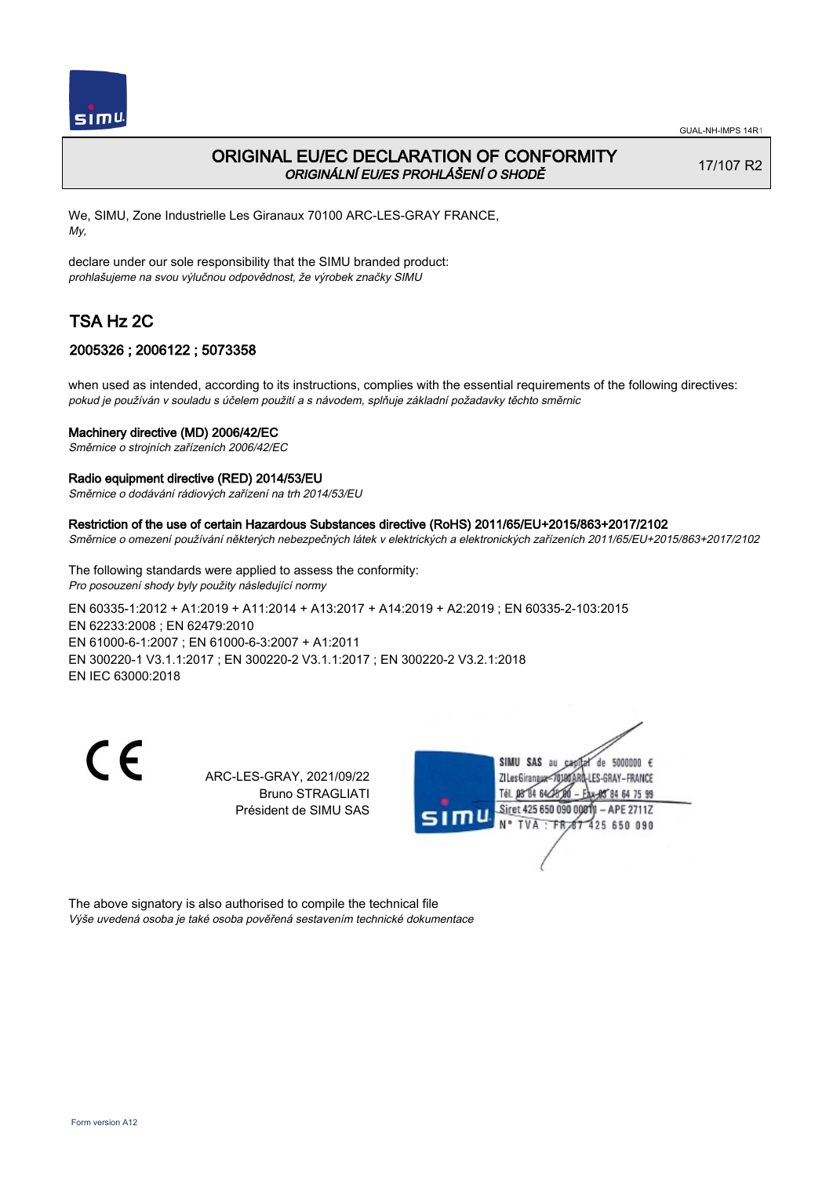# ORIGINAL EU/EC DECLARATION OF CONFORMITY

*ORIGINÁLNÍ EU/ES PROHLÁŠENÍ O SHODĚ*

17/107 R2

We, SIMU, Zone Industrielle Les Giranaux 70100 ARC-LES-GRAY FRANCE,
*My,*

declare under our sole responsibility that the SIMU branded product:
*prohlašujeme na svou výlučnou odpovědnost, že výrobek značky SIMU*

## TSA Hz 2C

### 2005326 ; 2006122 ; 5073358

when used as intended, according to its instructions, complies with the essential requirements of the following directives:
*pokud je používán v souladu s účelem použití a s návodem, splňuje základní požadavky těchto směrnic*

**Machinery directive (MD) 2006/42/EC**
*Směrnice o strojních zařízeních 2006/42/EC*

**Radio equipment directive (RED) 2014/53/EU**
*Směrnice o dodávání rádiových zařízení na trh 2014/53/EU*

**Restriction of the use of certain Hazardous Substances directive (RoHS) 2011/65/EU+2015/863+2017/2102**
*Směrnice o omezení používání některých nebezpečných látek v elektrických a elektronických zařízeních 2011/65/EU+2015/863+2017/2102*

The following standards were applied to assess the conformity:
*Pro posouzení shody byly použity následující normy*

EN 60335-1:2012 + A1:2019 + A11:2014 + A13:2017 + A14:2019 + A2:2019 ; EN 60335-2-103:2015
EN 62233:2008 ; EN 62479:2010
EN 61000-6-1:2007 ; EN 61000-6-3:2007 + A1:2011
EN 300220-1 V3.1.1:2017 ; EN 300220-2 V3.1.1:2017 ; EN 300220-2 V3.2.1:2018
EN IEC 63000:2018

ARC-LES-GRAY, 2021/09/22
Bruno STRAGLIATI
Président de SIMU SAS

SIMU SAS au capital de 5000000 €
ZI Les Giranaux 70100 ARC-LES-GRAY-FRANCE
Tél. 03 84 64 75 00 – Fax 03 84 64 75 99
Siret 425 650 090 00011 – APE 2711Z
N° TVA : FR 87 425 650 090

The above signatory is also authorised to compile the technical file
*Výše uvedená osoba je také osoba pověřená sestavením technické dokumentace*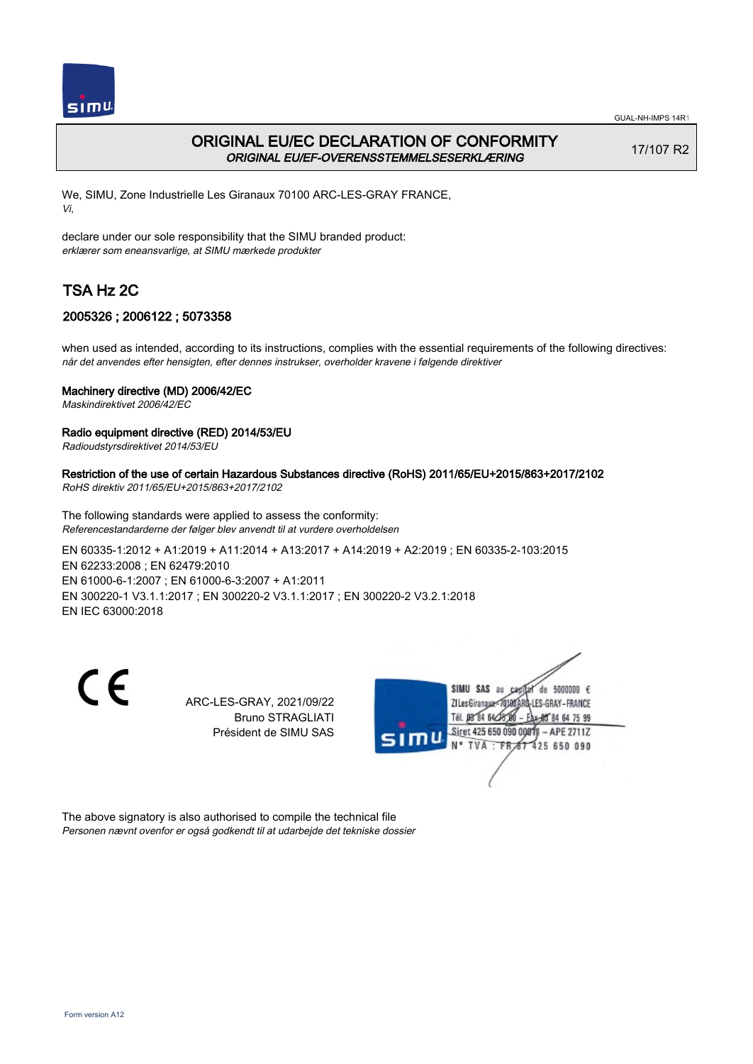GUAL-NH-IMPS 14R1

# ORIGINAL EU/EC DECLARATION OF CONFORMITY

*ORIGINAL EU/EF-OVERENSSTEMMELSESERKLÆRING*

17/107 R2

We, SIMU, Zone Industrielle Les Giranaux 70100 ARC-LES-GRAY FRANCE,
*Vi,*

declare under our sole responsibility that the SIMU branded product:
*erklærer som eneansvarlige, at SIMU mærkede produkter*

## TSA Hz 2C

### 2005326 ; 2006122 ; 5073358

when used as intended, according to its instructions, complies with the essential requirements of the following directives:
*når det anvendes efter hensigten, efter dennes instrukser, overholder kravene i følgende direktiver*

**Machinery directive (MD) 2006/42/EC**
*Maskindirektivet 2006/42/EC*

**Radio equipment directive (RED) 2014/53/EU**
*Radioudstyrsdirektivet 2014/53/EU*

**Restriction of the use of certain Hazardous Substances directive (RoHS) 2011/65/EU+2015/863+2017/2102**
*RoHS direktiv 2011/65/EU+2015/863+2017/2102*

The following standards were applied to assess the conformity:
*Referencestandarderne der følger blev anvendt til at vurdere overholdelsen*

EN 60335-1:2012 + A1:2019 + A11:2014 + A13:2017 + A14:2019 + A2:2019 ; EN 60335-2-103:2015
EN 62233:2008 ; EN 62479:2010
EN 61000-6-1:2007 ; EN 61000-6-3:2007 + A1:2011
EN 300220-1 V3.1.1:2017 ; EN 300220-2 V3.1.1:2017 ; EN 300220-2 V3.2.1:2018
EN IEC 63000:2018

ARC-LES-GRAY, 2021/09/22
Bruno STRAGLIATI
Président de SIMU SAS

SIMU SAS au capital de 5000000 €
ZI Les Giranaux 70100 ARC-LES-GRAY-FRANCE
Tél. 03 84 64 75 00 – Fax 03 84 64 75 99
Siret 425 650 090 00011 – APE 2711Z
N° TVA : FR 87 425 650 090

The above signatory is also authorised to compile the technical file
*Personen nævnt ovenfor er også godkendt til at udarbejde det tekniske dossier*

Form version A12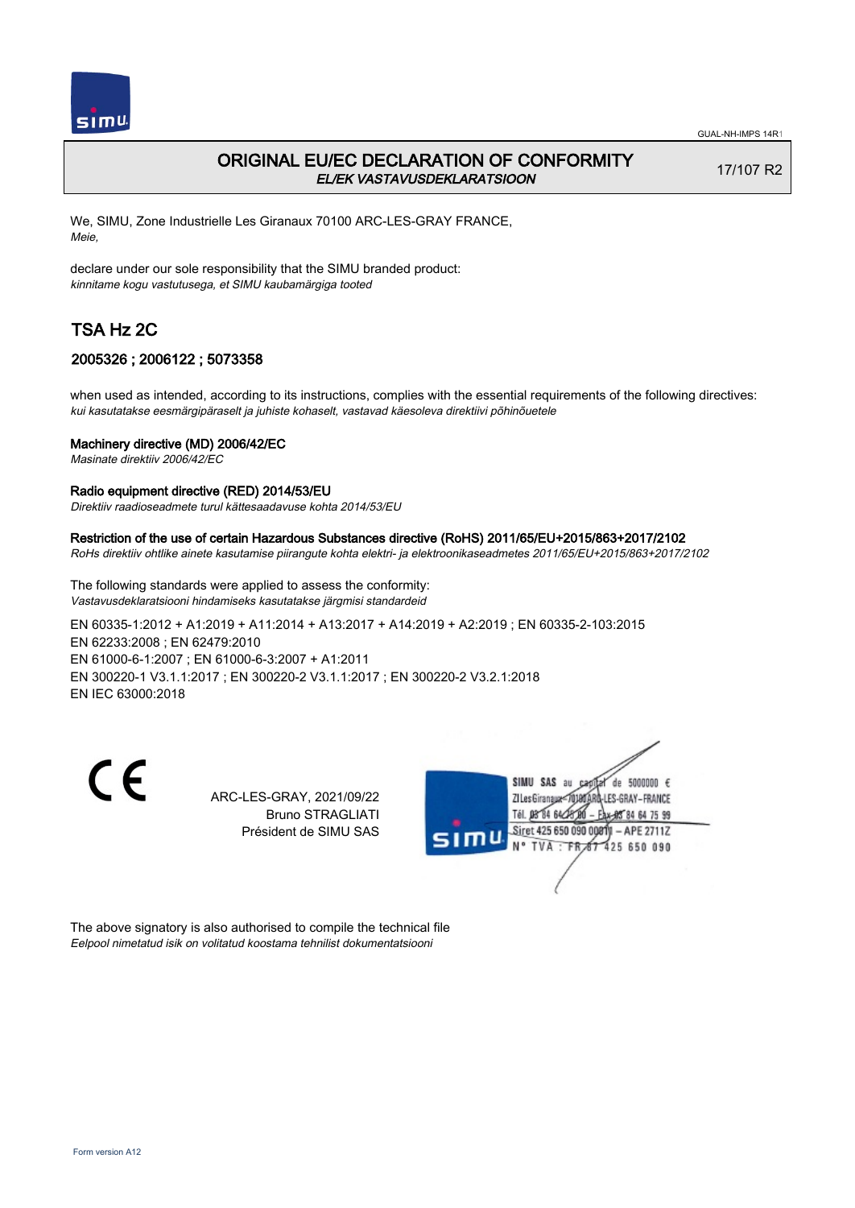# ORIGINAL EU/EC DECLARATION OF CONFORMITY
*EL/EK VASTAVUSDEKLARATSIOON*

17/107 R2

We, SIMU, Zone Industrielle Les Giranaux 70100 ARC-LES-GRAY FRANCE,
*Meie,*

declare under our sole responsibility that the SIMU branded product:
*kinnitame kogu vastutusega, et SIMU kaubamärgiga tooted*

## TSA Hz 2C

### 2005326 ; 2006122 ; 5073358

when used as intended, according to its instructions, complies with the essential requirements of the following directives:
*kui kasutatakse eesmärgipäraselt ja juhiste kohaselt, vastavad käesoleva direktiivi põhinõuetele*

**Machinery directive (MD) 2006/42/EC**
*Masinate direktiiv 2006/42/EC*

**Radio equipment directive (RED) 2014/53/EU**
*Direktiiv raadioseadmete turul kättesaadavuse kohta 2014/53/EU*

**Restriction of the use of certain Hazardous Substances directive (RoHS) 2011/65/EU+2015/863+2017/2102**
*RoHs direktiiv ohtlike ainete kasutamise piirangute kohta elektri- ja elektroonikaseadmetes 2011/65/EU+2015/863+2017/2102*

The following standards were applied to assess the conformity:
*Vastavusdeklaratsiooni hindamiseks kasutatakse järgmisi standardeid*

EN 60335-1:2012 + A1:2019 + A11:2014 + A13:2017 + A14:2019 + A2:2019 ; EN 60335-2-103:2015
EN 62233:2008 ; EN 62479:2010
EN 61000-6-1:2007 ; EN 61000-6-3:2007 + A1:2011
EN 300220-1 V3.1.1:2017 ; EN 300220-2 V3.1.1:2017 ; EN 300220-2 V3.2.1:2018
EN IEC 63000:2018

ARC-LES-GRAY, 2021/09/22
Bruno STRAGLIATI
Président de SIMU SAS

SIMU SAS au capital de 5000000 €
ZI Les Giranaux 70100 ARC-LES-GRAY-FRANCE
Tél. 03 84 64 75 00 – Fax 03 84 64 75 99
Siret 425 650 090 00011 – APE 2711Z
N° TVA : FR 87 425 650 090

The above signatory is also authorised to compile the technical file
*Eelpool nimetatud isik on volitatud koostama tehnilist dokumentatsiooni*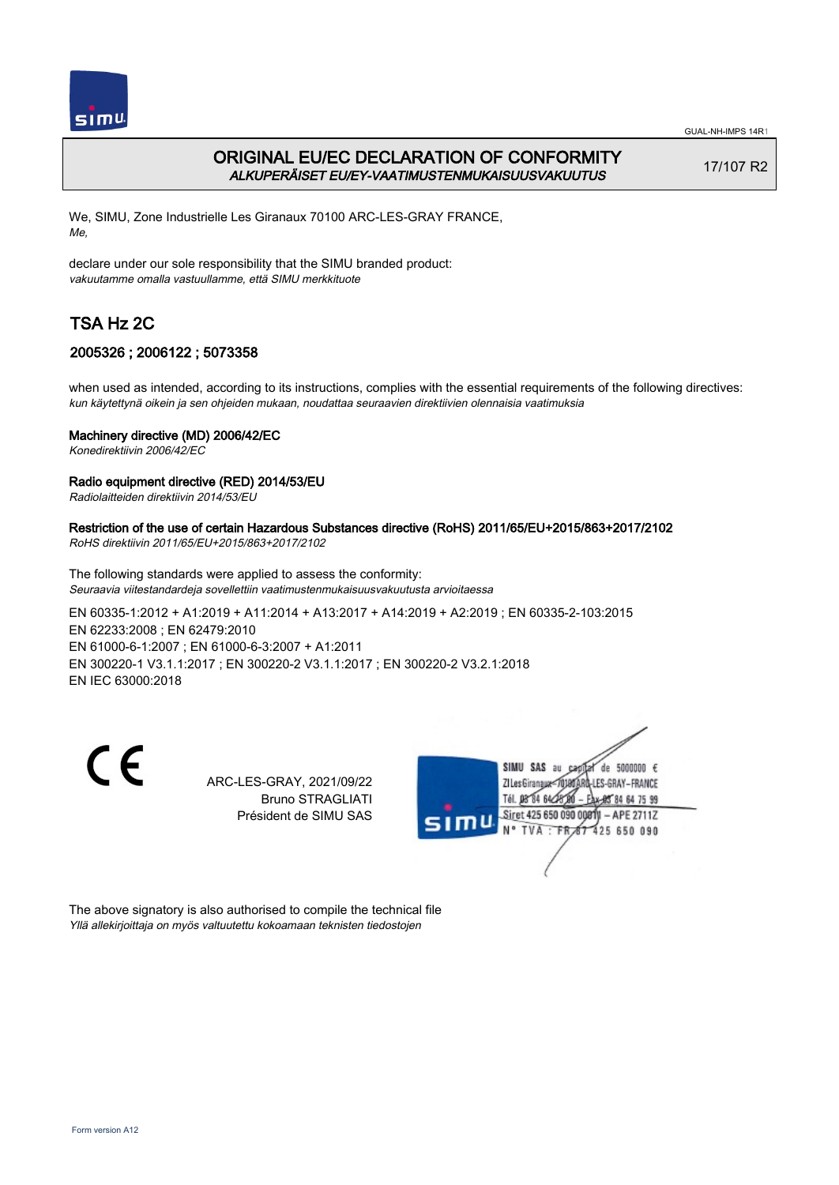# ORIGINAL EU/EC DECLARATION OF CONFORMITY

*ALKUPERÄISET EU/EY-VAATIMUSTENMUKAISUUSVAKUUTUS*

17/107 R2

We, SIMU, Zone Industrielle Les Giranaux 70100 ARC-LES-GRAY FRANCE,
*Me,*

declare under our sole responsibility that the SIMU branded product:
*vakuutamme omalla vastuullamme, että SIMU merkkituote*

## TSA Hz 2C

### 2005326 ; 2006122 ; 5073358

when used as intended, according to its instructions, complies with the essential requirements of the following directives:
*kun käytettynä oikein ja sen ohjeiden mukaan, noudattaa seuraavien direktiivien olennaisia vaatimuksia*

**Machinery directive (MD) 2006/42/EC**
*Konedirektiivin 2006/42/EC*

**Radio equipment directive (RED) 2014/53/EU**
*Radiolaitteiden direktiivin 2014/53/EU*

**Restriction of the use of certain Hazardous Substances directive (RoHS) 2011/65/EU+2015/863+2017/2102**
*RoHS direktiivin 2011/65/EU+2015/863+2017/2102*

The following standards were applied to assess the conformity:
*Seuraavia viitestandardeja sovellettiin vaatimustenmukaisuusvakuutusta arvioitaessa*

EN 60335-1:2012 + A1:2019 + A11:2014 + A13:2017 + A14:2019 + A2:2019 ; EN 60335-2-103:2015
EN 62233:2008 ; EN 62479:2010
EN 61000-6-1:2007 ; EN 61000-6-3:2007 + A1:2011
EN 300220-1 V3.1.1:2017 ; EN 300220-2 V3.1.1:2017 ; EN 300220-2 V3.2.1:2018
EN IEC 63000:2018

ARC-LES-GRAY, 2021/09/22
Bruno STRAGLIATI
Président de SIMU SAS

SIMU SAS au capital de 5000000 €
ZI Les Giranaux 70100 ARC-LES-GRAY – FRANCE
Tél. 03 84 64 75 00 – Fax 03 84 64 75 99
Siret 425 650 090 00811 – APE 2711Z
N° TVA : FR 87 425 650 090

The above signatory is also authorised to compile the technical file
*Yllä allekirjoittaja on myös valtuutettu kokoamaan teknisten tiedostojen*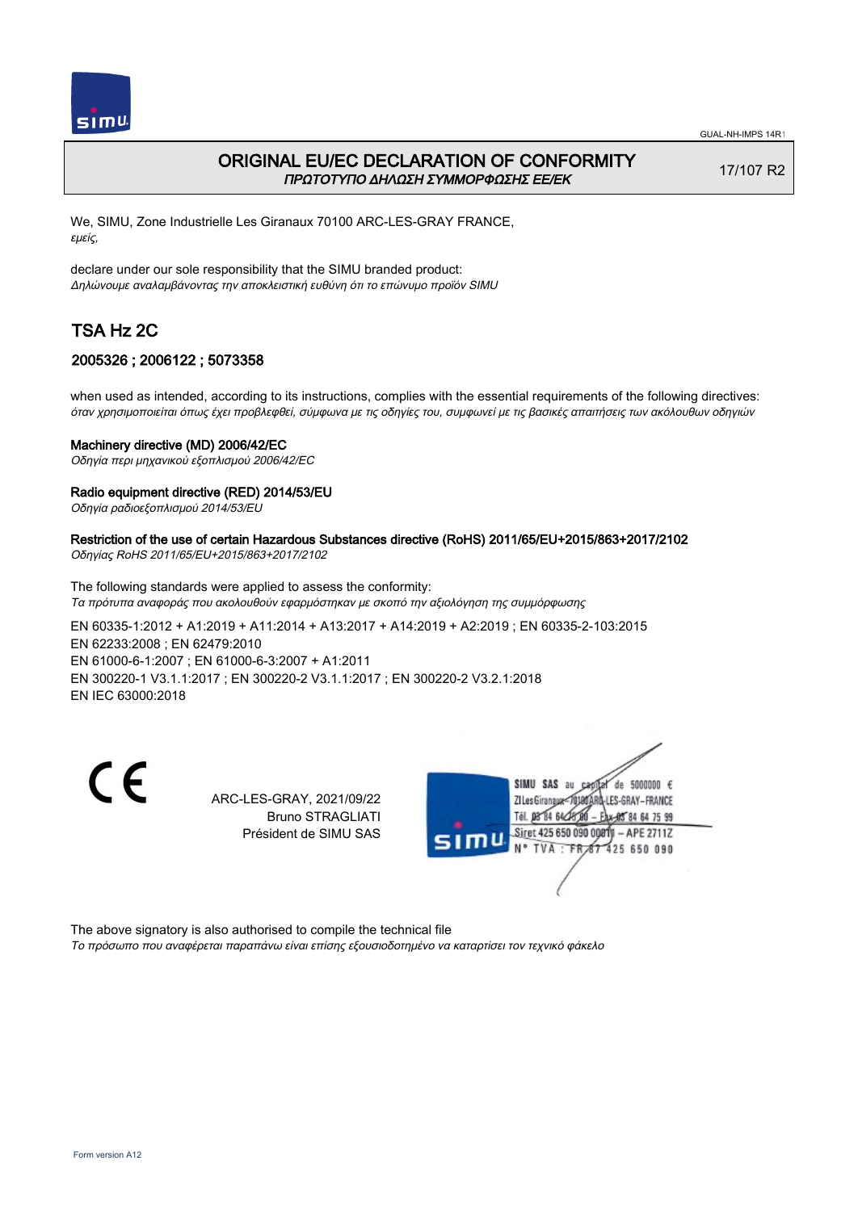# ORIGINAL EU/EC DECLARATION OF CONFORMITY
*ΠΡΩΤΟΤΥΠΟ ΔΗΛΩΣΗ ΣΥΜΜΟΡΦΩΣΗΣ ΕΕ/ΕΚ*

17/107 R2

We, SIMU, Zone Industrielle Les Giranaux 70100 ARC-LES-GRAY FRANCE,
*εμείς,*

declare under our sole responsibility that the SIMU branded product:
*Δηλώνουμε αναλαμβάνοντας την αποκλειστική ευθύνη ότι το επώνυμο προϊόν SIMU*

## TSA Hz 2C

### 2005326 ; 2006122 ; 5073358

when used as intended, according to its instructions, complies with the essential requirements of the following directives:
*όταν χρησιμοποιείται όπως έχει προβλεφθεί, σύμφωνα με τις οδηγίες του, συμφωνεί με τις βασικές απαιτήσεις των ακόλουθων οδηγιών*

**Machinery directive (MD) 2006/42/EC**
*Οδηγία περι μηχανικού εξοπλισμού 2006/42/EC*

**Radio equipment directive (RED) 2014/53/EU**
*Οδηγία ραδιοεξοπλισμού 2014/53/EU*

**Restriction of the use of certain Hazardous Substances directive (RoHS) 2011/65/EU+2015/863+2017/2102**
*Οδηγίας RoHS 2011/65/EU+2015/863+2017/2102*

The following standards were applied to assess the conformity:
*Τα πρότυπα αναφοράς που ακολουθούν εφαρμόστηκαν με σκοπό την αξιολόγηση της συμμόρφωσης*

EN 60335-1:2012 + A1:2019 + A11:2014 + A13:2017 + A14:2019 + A2:2019 ; EN 60335-2-103:2015
EN 62233:2008 ; EN 62479:2010
EN 61000-6-1:2007 ; EN 61000-6-3:2007 + A1:2011
EN 300220-1 V3.1.1:2017 ; EN 300220-2 V3.1.1:2017 ; EN 300220-2 V3.2.1:2018
EN IEC 63000:2018

ARC-LES-GRAY, 2021/09/22
Bruno STRAGLIATI
Président de SIMU SAS

SIMU SAS au capital de 5000000 €
ZI Les Giranaux 70100 ARC-LES-GRAY-FRANCE
Tél. 03 84 64 75 00 – Fax 03 84 64 75 99
Siret 425 650 090 00011 – APE 2711Z
N° TVA : FR 87 425 650 090

The above signatory is also authorised to compile the technical file
*Το πρόσωπο που αναφέρεται παραπάνω είναι επίσης εξουσιοδοτημένο να καταρτίσει τον τεχνικό φάκελο*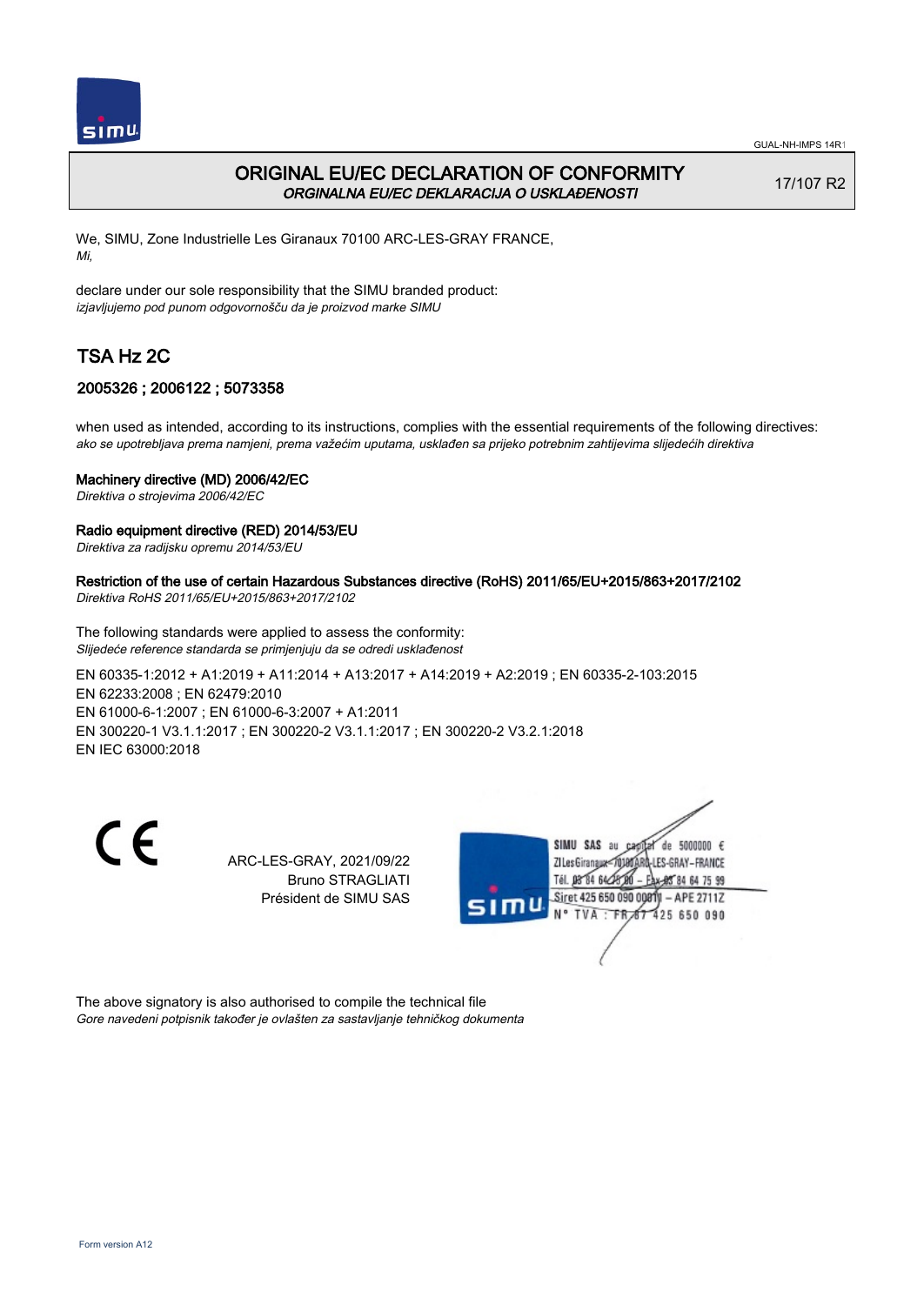GUAL-NH-IMPS 14R1

# ORIGINAL EU/EC DECLARATION OF CONFORMITY
*ORGINALNA EU/EC DEKLARACIJA O USKLAĐENOSTI*

17/107 R2

We, SIMU, Zone Industrielle Les Giranaux 70100 ARC-LES-GRAY FRANCE,
*Mi,*

declare under our sole responsibility that the SIMU branded product:
*izjavljujemo pod punom odgovornošču da je proizvod marke SIMU*

## TSA Hz 2C

### 2005326 ; 2006122 ; 5073358

when used as intended, according to its instructions, complies with the essential requirements of the following directives:
*ako se upotrebljava prema namjeni, prema važećim uputama, usklađen sa prijeko potrebnim zahtijevima slijedećih direktiva*

**Machinery directive (MD) 2006/42/EC**
*Direktiva o strojevima 2006/42/EC*

**Radio equipment directive (RED) 2014/53/EU**
*Direktiva za radijsku opremu 2014/53/EU*

**Restriction of the use of certain Hazardous Substances directive (RoHS) 2011/65/EU+2015/863+2017/2102**
*Direktiva RoHS 2011/65/EU+2015/863+2017/2102*

The following standards were applied to assess the conformity:
*Slijedeće reference standarda se primjenjuju da se odredi usklađenost*

EN 60335-1:2012 + A1:2019 + A11:2014 + A13:2017 + A14:2019 + A2:2019 ; EN 60335-2-103:2015
EN 62233:2008 ; EN 62479:2010
EN 61000-6-1:2007 ; EN 61000-6-3:2007 + A1:2011
EN 300220-1 V3.1.1:2017 ; EN 300220-2 V3.1.1:2017 ; EN 300220-2 V3.2.1:2018
EN IEC 63000:2018

ARC-LES-GRAY, 2021/09/22
Bruno STRAGLIATI
Président de SIMU SAS

SIMU SAS au capital de 5000000 €
ZI Les Giranaux 70100 ARC-LES-GRAY-FRANCE
Tél. 03 84 64 75 00 – Fax 03 84 64 75 99
Siret 425 650 090 00811 – APE 2711Z
N° TVA : FR 87 425 650 090

The above signatory is also authorised to compile the technical file
*Gore navedeni potpisnik također je ovlašten za sastavljanje tehničkog dokumenta*

Form version A12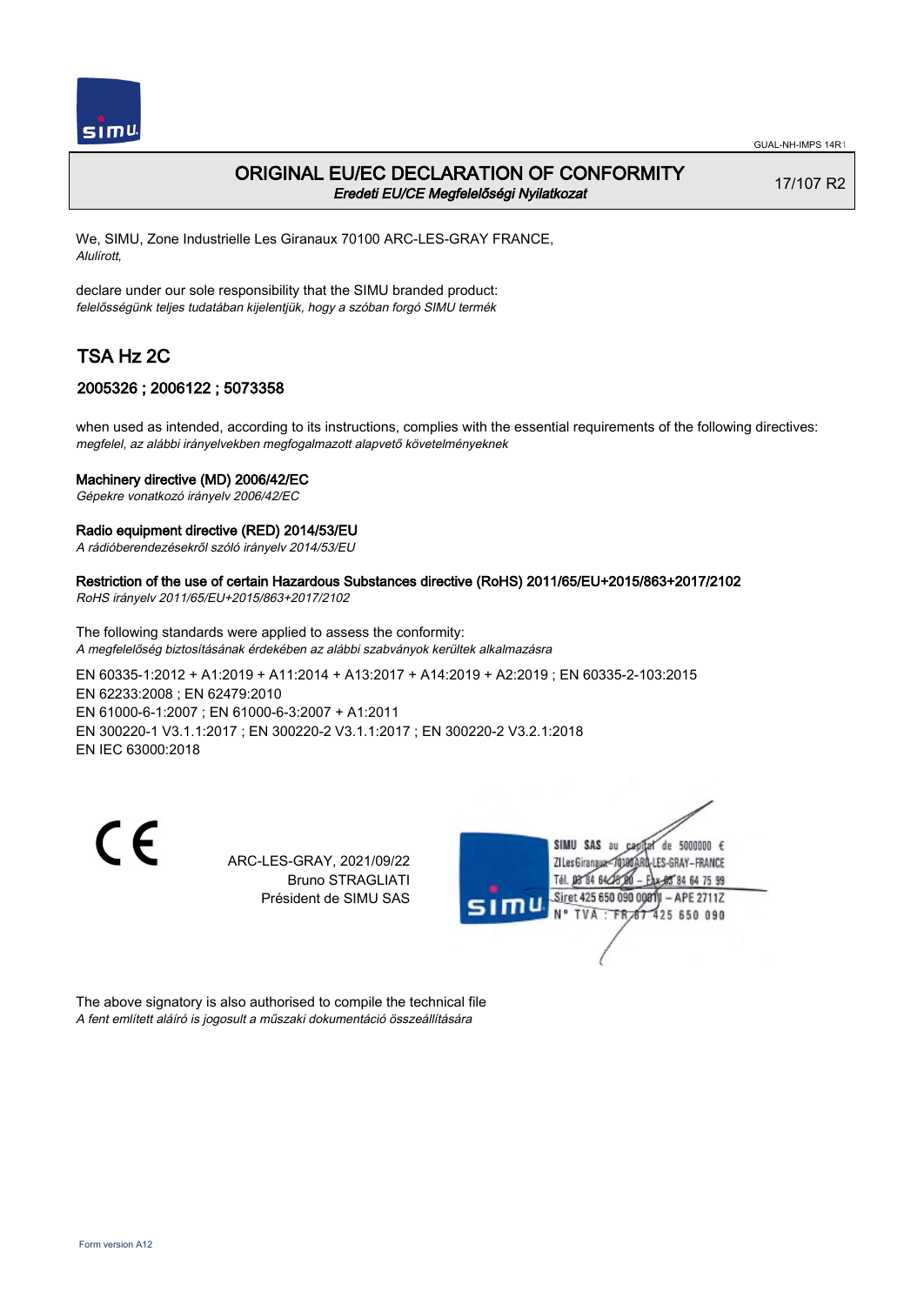GUAL-NH-IMPS 14R1

# ORIGINAL EU/EC DECLARATION OF CONFORMITY

*Eredeti EU/CE Megfelelőségi Nyilatkozat*

17/107 R2

We, SIMU, Zone Industrielle Les Giranaux 70100 ARC-LES-GRAY FRANCE,
*Alulírott,*

declare under our sole responsibility that the SIMU branded product:
*felelősségünk teljes tudatában kijelentjük, hogy a szóban forgó SIMU termék*

## TSA Hz 2C

### 2005326 ; 2006122 ; 5073358

when used as intended, according to its instructions, complies with the essential requirements of the following directives:
*megfelel, az alábbi irányelvekben megfogalmazott alapvető követelményeknek*

**Machinery directive (MD) 2006/42/EC**
*Gépekre vonatkozó irányelv 2006/42/EC*

**Radio equipment directive (RED) 2014/53/EU**
*A rádióberendezésekről szóló irányelv 2014/53/EU*

**Restriction of the use of certain Hazardous Substances directive (RoHS) 2011/65/EU+2015/863+2017/2102**
*RoHS irányelv 2011/65/EU+2015/863+2017/2102*

The following standards were applied to assess the conformity:
*A megfelelőség biztosításának érdekében az alábbi szabványok kerültek alkalmazásra*

EN 60335-1:2012 + A1:2019 + A11:2014 + A13:2017 + A14:2019 + A2:2019 ; EN 60335-2-103:2015
EN 62233:2008 ; EN 62479:2010
EN 61000-6-1:2007 ; EN 61000-6-3:2007 + A1:2011
EN 300220-1 V3.1.1:2017 ; EN 300220-2 V3.1.1:2017 ; EN 300220-2 V3.2.1:2018
EN IEC 63000:2018

CE

ARC-LES-GRAY, 2021/09/22
Bruno STRAGLIATI
Président de SIMU SAS

SIMU SAS au capital de 5000000 €
ZI Les Giranaux 70100 ARC-LES-GRAY-FRANCE
Tél. 03 84 64 75 00 – Fax 03 84 64 75 99
Siret 425 650 090 00011 – APE 2711Z
N° TVA : FR 87 425 650 090

The above signatory is also authorised to compile the technical file
*A fent említett aláíró is jogosult a műszaki dokumentáció összeállítására*

Form version A12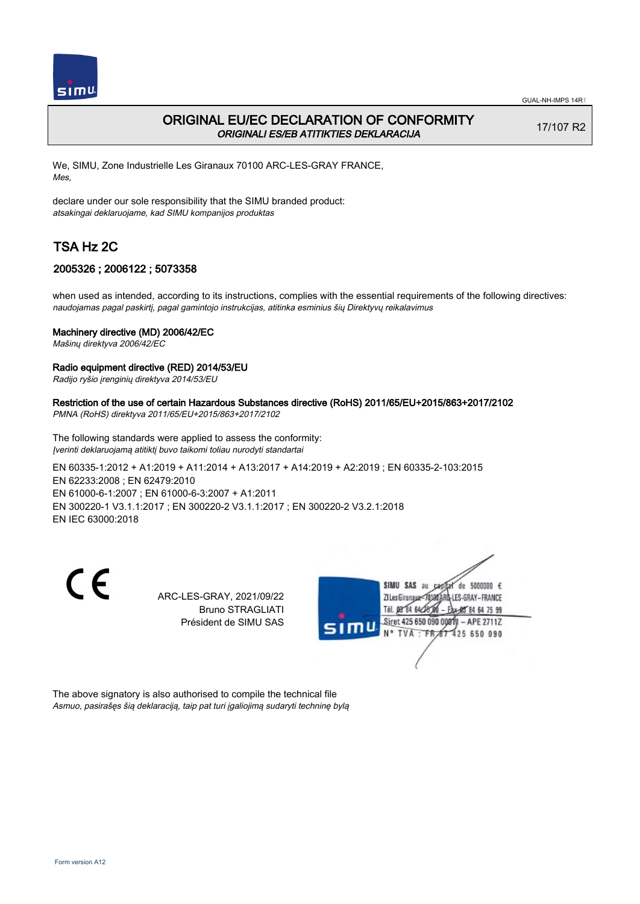# ORIGINAL EU/EC DECLARATION OF CONFORMITY

*ORIGINALI ES/EB ATITIKTIES DEKLARACIJA*

17/107 R2

We, SIMU, Zone Industrielle Les Giranaux 70100 ARC-LES-GRAY FRANCE,
*Mes,*

declare under our sole responsibility that the SIMU branded product:
*atsakingai deklaruojame, kad SIMU kompanijos produktas*

## TSA Hz 2C

### 2005326 ; 2006122 ; 5073358

when used as intended, according to its instructions, complies with the essential requirements of the following directives:
*naudojamas pagal paskirtį, pagal gamintojo instrukcijas, atitinka esminius šių Direktyvų reikalavimus*

**Machinery directive (MD) 2006/42/EC**
*Mašinų direktyva 2006/42/EC*

**Radio equipment directive (RED) 2014/53/EU**
*Radijo ryšio įrenginių direktyva 2014/53/EU*

**Restriction of the use of certain Hazardous Substances directive (RoHS) 2011/65/EU+2015/863+2017/2102**
*PMNA (RoHS) direktyva 2011/65/EU+2015/863+2017/2102*

The following standards were applied to assess the conformity:
*Įverinti deklaruojamą atitiktį buvo taikomi toliau nurodyti standartai*

EN 60335-1:2012 + A1:2019 + A11:2014 + A13:2017 + A14:2019 + A2:2019 ; EN 60335-2-103:2015
EN 62233:2008 ; EN 62479:2010
EN 61000-6-1:2007 ; EN 61000-6-3:2007 + A1:2011
EN 300220-1 V3.1.1:2017 ; EN 300220-2 V3.1.1:2017 ; EN 300220-2 V3.2.1:2018
EN IEC 63000:2018

ARC-LES-GRAY, 2021/09/22
Bruno STRAGLIATI
Président de SIMU SAS

SIMU SAS au capital de 5000000 €
ZI Les Giranaux 70100 ARC-LES-GRAY – FRANCE
Tél. 03 84 64 75 00 – Fax 03 84 64 75 99
Siret 425 650 090 00011 – APE 2711Z
N° TVA : FR 87 425 650 090

The above signatory is also authorised to compile the technical file
*Asmuo, pasirašęs šią deklaraciją, taip pat turi įgaliojimą sudaryti techninę bylą*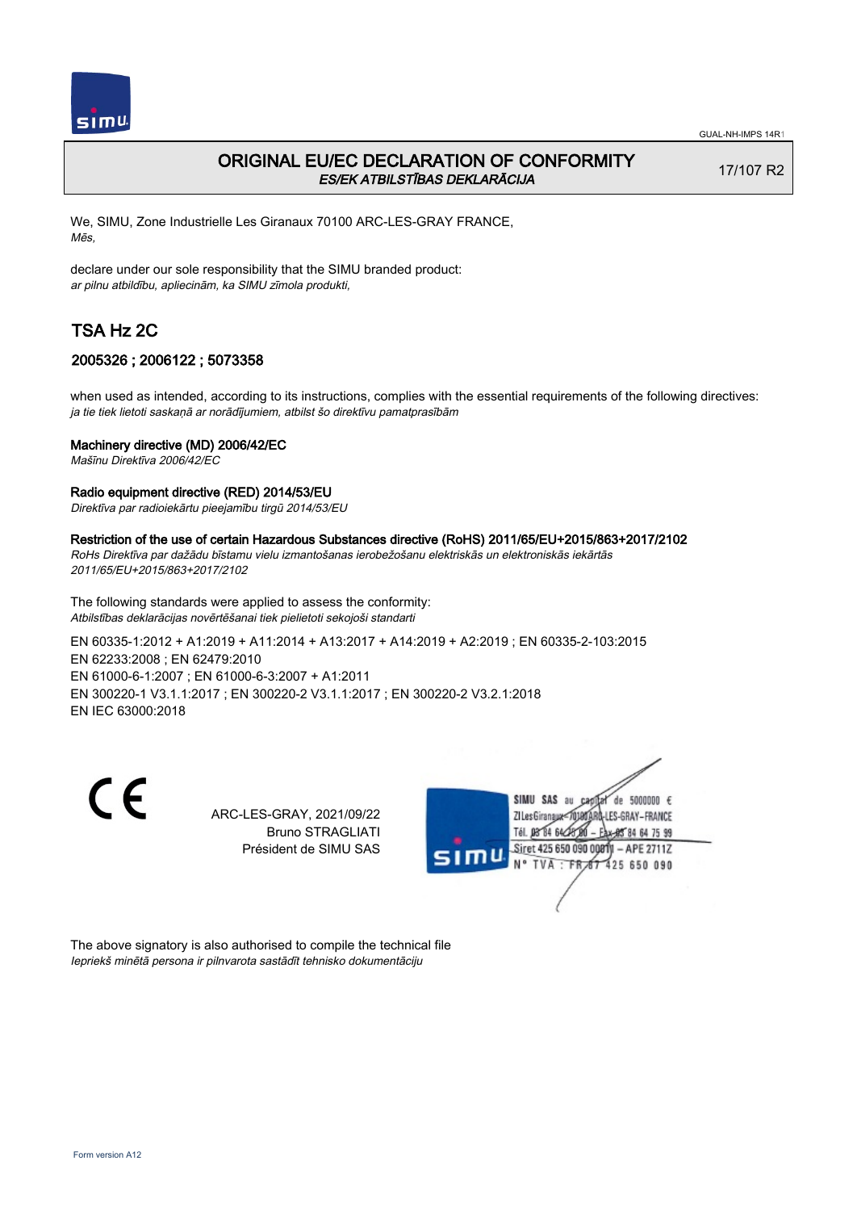# ORIGINAL EU/EC DECLARATION OF CONFORMITY
*ES/EK ATBILSTĪBAS DEKLARĀCIJA*

17/107 R2

We, SIMU, Zone Industrielle Les Giranaux 70100 ARC-LES-GRAY FRANCE,
*Mēs,*

declare under our sole responsibility that the SIMU branded product:
*ar pilnu atbildību, apliecinām, ka SIMU zīmola produkti,*

## TSA Hz 2C

### 2005326 ; 2006122 ; 5073358

when used as intended, according to its instructions, complies with the essential requirements of the following directives:
*ja tie tiek lietoti saskaņā ar norādījumiem, atbilst šo direktīvu pamatprasībām*

**Machinery directive (MD) 2006/42/EC**
*Mašīnu Direktīva 2006/42/EC*

**Radio equipment directive (RED) 2014/53/EU**
*Direktīva par radioiekārtu pieejamību tirgū 2014/53/EU*

**Restriction of the use of certain Hazardous Substances directive (RoHS) 2011/65/EU+2015/863+2017/2102**
*RoHs Direktīva par dažādu bīstamu vielu izmantošanas ierobežošanu elektriskās un elektroniskās iekārtās 2011/65/EU+2015/863+2017/2102*

The following standards were applied to assess the conformity:
*Atbilstības deklarācijas novērtēšanai tiek pielietoti sekojoši standarti*

EN 60335-1:2012 + A1:2019 + A11:2014 + A13:2017 + A14:2019 + A2:2019 ; EN 60335-2-103:2015
EN 62233:2008 ; EN 62479:2010
EN 61000-6-1:2007 ; EN 61000-6-3:2007 + A1:2011
EN 300220-1 V3.1.1:2017 ; EN 300220-2 V3.1.1:2017 ; EN 300220-2 V3.2.1:2018
EN IEC 63000:2018

ARC-LES-GRAY, 2021/09/22
Bruno STRAGLIATI
Président de SIMU SAS

SIMU SAS au capital de 5000000 €
ZI Les Giranaux 70100 ARC-LES-GRAY-FRANCE
Tél. 03 84 64 75 00 – Fax 03 84 64 75 99
Siret 425 650 090 00011 – APE 2711Z
N° TVA : FR 67 425 650 090

The above signatory is also authorised to compile the technical file
*Iepriekš minētā persona ir pilnvarota sastādīt tehnisko dokumentāciju*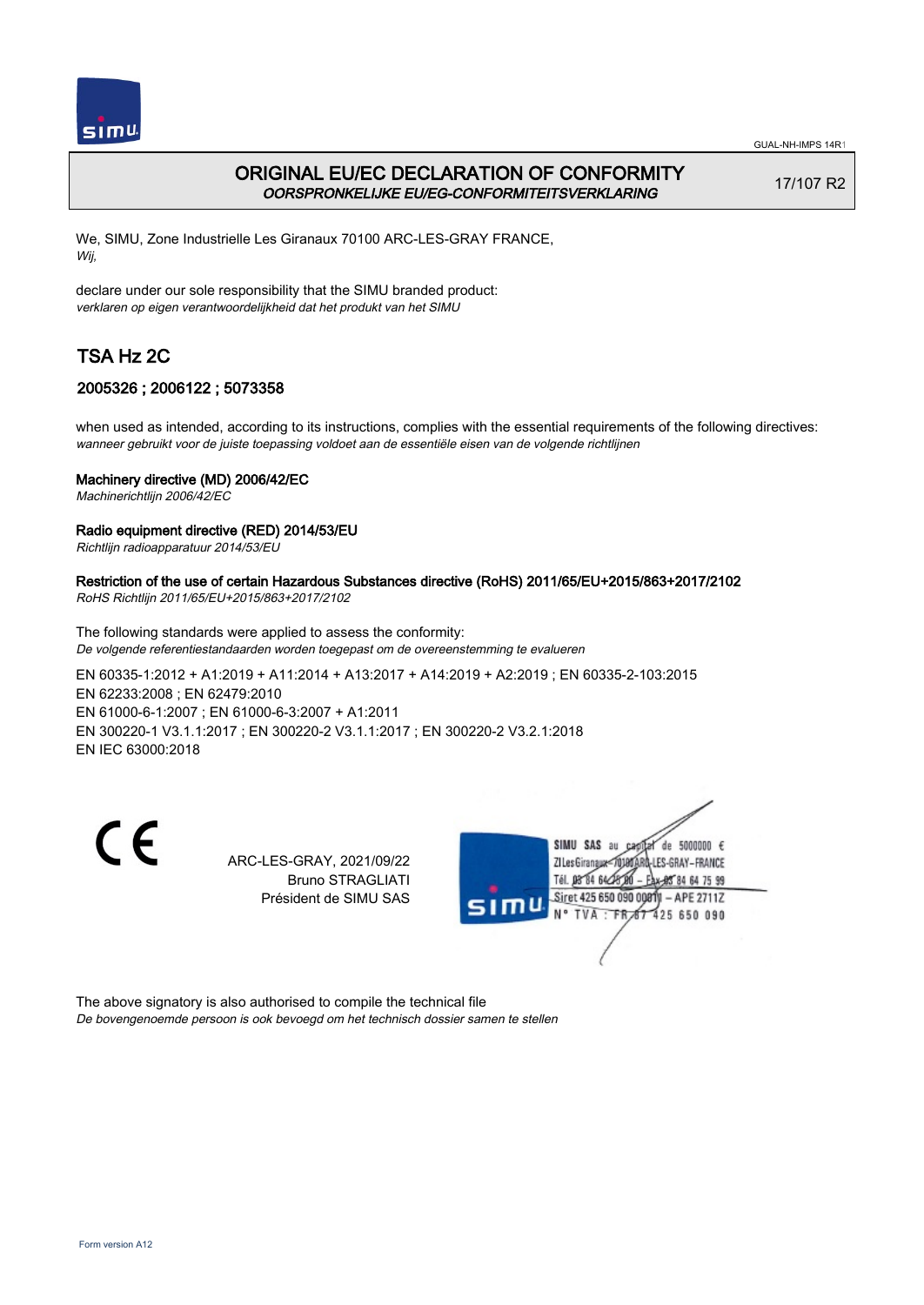# ORIGINAL EU/EC DECLARATION OF CONFORMITY

*OORSPRONKELIJKE EU/EG-CONFORMITEITSVERKLARING*

17/107 R2

We, SIMU, Zone Industrielle Les Giranaux 70100 ARC-LES-GRAY FRANCE,
*Wij,*

declare under our sole responsibility that the SIMU branded product:
*verklaren op eigen verantwoordelijkheid dat het produkt van het SIMU*

## TSA Hz 2C

### 2005326 ; 2006122 ; 5073358

when used as intended, according to its instructions, complies with the essential requirements of the following directives:
*wanneer gebruikt voor de juiste toepassing voldoet aan de essentiële eisen van de volgende richtlijnen*

**Machinery directive (MD) 2006/42/EC**
*Machinerichtlijn 2006/42/EC*

**Radio equipment directive (RED) 2014/53/EU**
*Richtlijn radioapparatuur 2014/53/EU*

**Restriction of the use of certain Hazardous Substances directive (RoHS) 2011/65/EU+2015/863+2017/2102**
*RoHS Richtlijn 2011/65/EU+2015/863+2017/2102*

The following standards were applied to assess the conformity:
*De volgende referentiestandaarden worden toegepast om de overeenstemming te evalueren*

EN 60335-1:2012 + A1:2019 + A11:2014 + A13:2017 + A14:2019 + A2:2019 ; EN 60335-2-103:2015
EN 62233:2008 ; EN 62479:2010
EN 61000-6-1:2007 ; EN 61000-6-3:2007 + A1:2011
EN 300220-1 V3.1.1:2017 ; EN 300220-2 V3.1.1:2017 ; EN 300220-2 V3.2.1:2018
EN IEC 63000:2018

CE

ARC-LES-GRAY, 2021/09/22
Bruno STRAGLIATI
Président de SIMU SAS

SIMU SAS au capital de 5000000 €
ZI Les Giranaux 70100 ARC-LES-GRAY – FRANCE
Tél. 03 84 64 75 00 – Fax 03 84 64 75 99
Siret 425 650 090 00011 – APE 2711Z
N° TVA : FR 87 425 650 090

The above signatory is also authorised to compile the technical file
*De bovengenoemde persoon is ook bevoegd om het technisch dossier samen te stellen*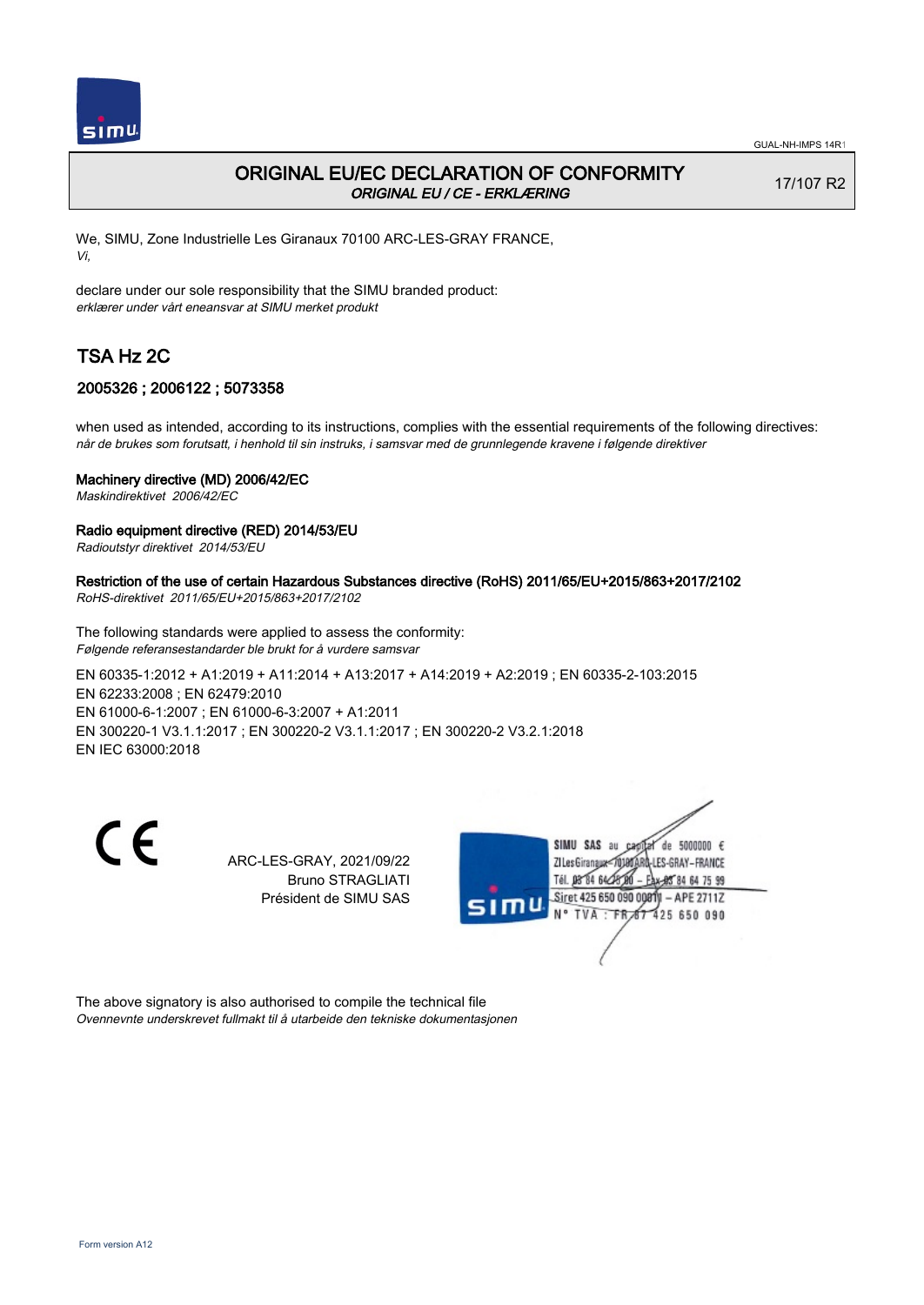GUAL-NH-IMPS 14R1

# ORIGINAL EU/EC DECLARATION OF CONFORMITY

*ORIGINAL EU / CE - ERKLÆRING*

17/107 R2

We, SIMU, Zone Industrielle Les Giranaux 70100 ARC-LES-GRAY FRANCE,
*Vi,*

declare under our sole responsibility that the SIMU branded product:
*erklærer under vårt eneansvar at SIMU merket produkt*

## TSA Hz 2C

### 2005326 ; 2006122 ; 5073358

when used as intended, according to its instructions, complies with the essential requirements of the following directives:
*når de brukes som forutsatt, i henhold til sin instruks, i samsvar med de grunnlegende kravene i følgende direktiver*

**Machinery directive (MD) 2006/42/EC**
*Maskindirektivet 2006/42/EC*

**Radio equipment directive (RED) 2014/53/EU**
*Radioutstyr direktivet 2014/53/EU*

**Restriction of the use of certain Hazardous Substances directive (RoHS) 2011/65/EU+2015/863+2017/2102**
*RoHS-direktivet 2011/65/EU+2015/863+2017/2102*

The following standards were applied to assess the conformity:
*Følgende referansestandarder ble brukt for å vurdere samsvar*

EN 60335-1:2012 + A1:2019 + A11:2014 + A13:2017 + A14:2019 + A2:2019 ; EN 60335-2-103:2015
EN 62233:2008 ; EN 62479:2010
EN 61000-6-1:2007 ; EN 61000-6-3:2007 + A1:2011
EN 300220-1 V3.1.1:2017 ; EN 300220-2 V3.1.1:2017 ; EN 300220-2 V3.2.1:2018
EN IEC 63000:2018

CE

ARC-LES-GRAY, 2021/09/22
Bruno STRAGLIATI
Président de SIMU SAS

SIMU SAS au capital de 5000000 €
ZI Les Giranaux 70100 ARC-LES-GRAY – FRANCE
Tél. 03 84 64 75 00 – Fax 03 84 64 75 99
Siret 425 650 090 00011 – APE 2711Z
N° TVA : FR 87 425 650 090

The above signatory is also authorised to compile the technical file
*Ovennevnte underskrevet fullmakt til å utarbeide den tekniske dokumentasjonen*

Form version A12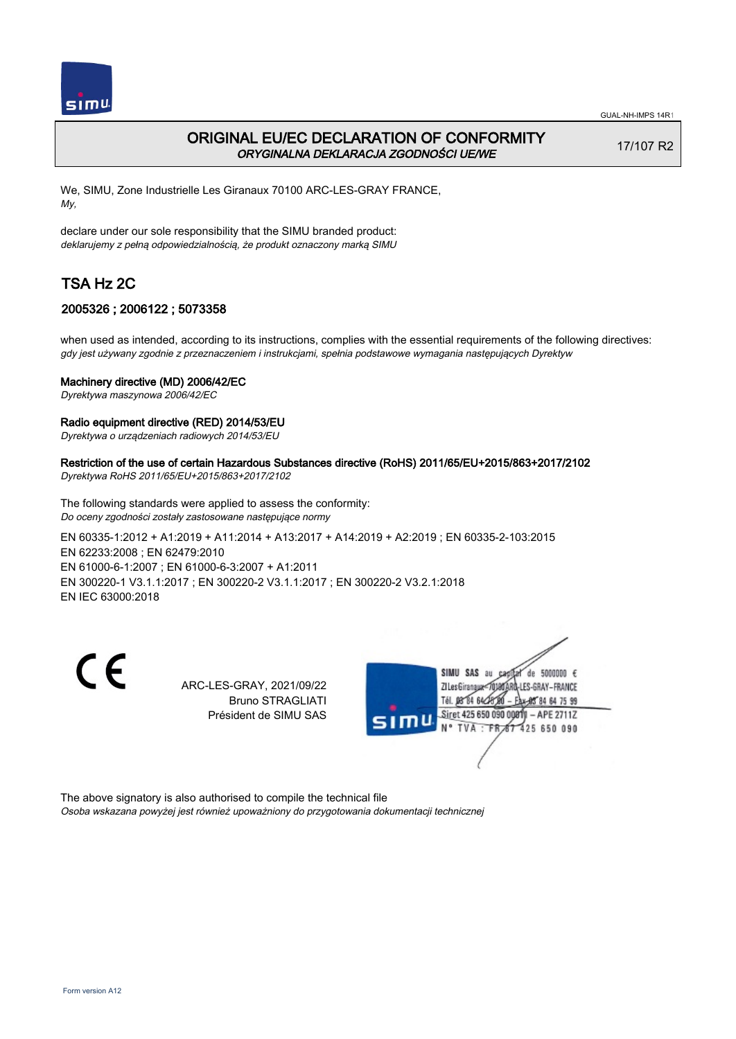# ORIGINAL EU/EC DECLARATION OF CONFORMITY

*ORYGINALNA DEKLARACJA ZGODNOŚCI UE/WE*

17/107 R2

We, SIMU, Zone Industrielle Les Giranaux 70100 ARC-LES-GRAY FRANCE,
*My,*

declare under our sole responsibility that the SIMU branded product:
*deklarujemy z pełną odpowiedzialnością, że produkt oznaczony marką SIMU*

## TSA Hz 2C

### 2005326 ; 2006122 ; 5073358

when used as intended, according to its instructions, complies with the essential requirements of the following directives:
*gdy jest używany zgodnie z przeznaczeniem i instrukcjami, spełnia podstawowe wymagania następujących Dyrektyw*

**Machinery directive (MD) 2006/42/EC**
*Dyrektywa maszynowa 2006/42/EC*

**Radio equipment directive (RED) 2014/53/EU**
*Dyrektywa o urządzeniach radiowych 2014/53/EU*

**Restriction of the use of certain Hazardous Substances directive (RoHS) 2011/65/EU+2015/863+2017/2102**
*Dyrektywa RoHS 2011/65/EU+2015/863+2017/2102*

The following standards were applied to assess the conformity:
*Do oceny zgodności zostały zastosowane następujące normy*

EN 60335-1:2012 + A1:2019 + A11:2014 + A13:2017 + A14:2019 + A2:2019 ; EN 60335-2-103:2015
EN 62233:2008 ; EN 62479:2010
EN 61000-6-1:2007 ; EN 61000-6-3:2007 + A1:2011
EN 300220-1 V3.1.1:2017 ; EN 300220-2 V3.1.1:2017 ; EN 300220-2 V3.2.1:2018
EN IEC 63000:2018

ARC-LES-GRAY, 2021/09/22
Bruno STRAGLIATI
Président de SIMU SAS

SIMU SAS au capital de 5000000 €
ZI Les Giranaux 70100 ARC-LES-GRAY-FRANCE
Tél. 03 84 64 75 00 – Fax 03 84 64 75 99
Siret 425 650 090 00011 – APE 2711Z
N° TVA : FR 87 425 650 090

The above signatory is also authorised to compile the technical file
*Osoba wskazana powyżej jest również upoważniony do przygotowania dokumentacji technicznej*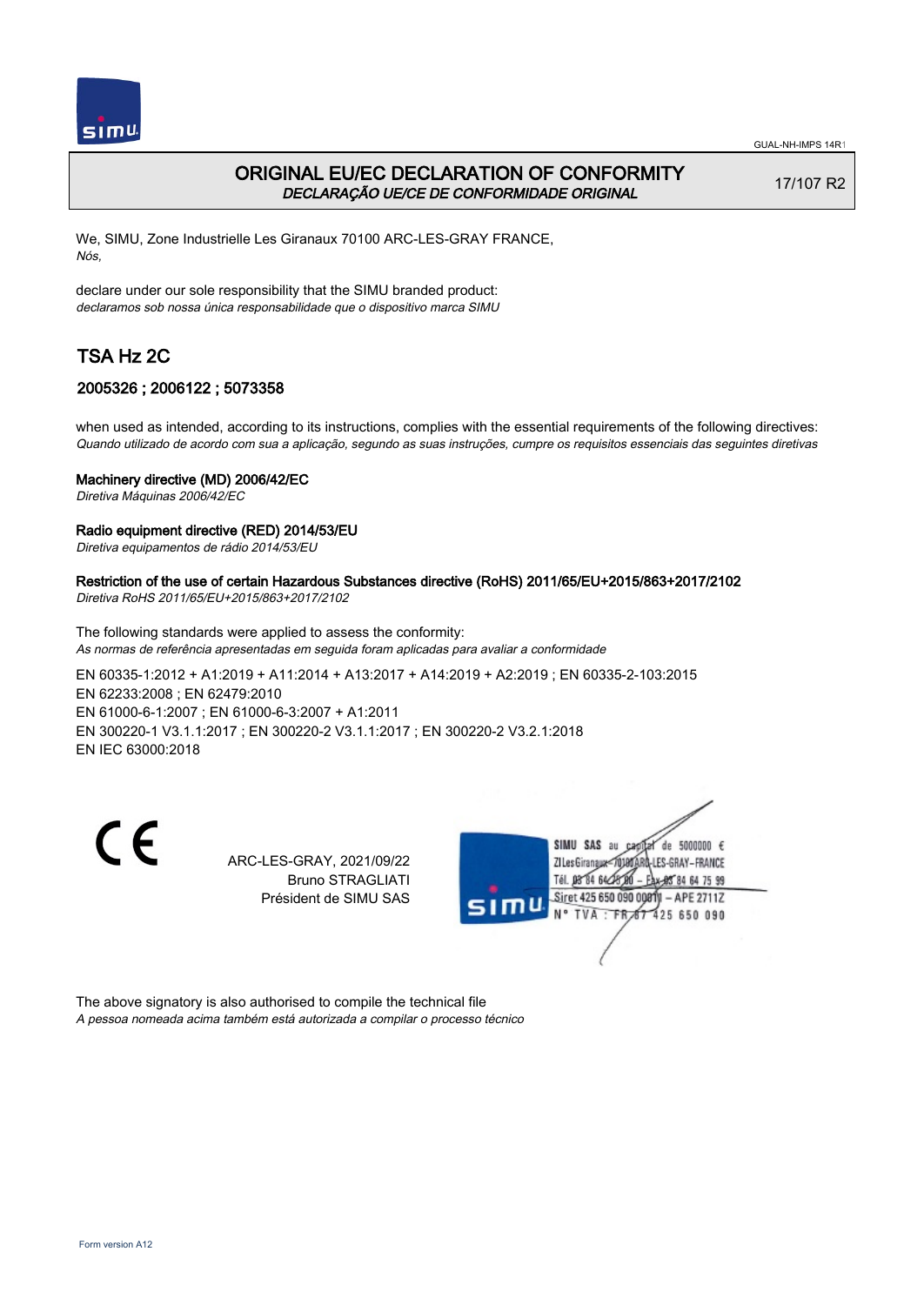# ORIGINAL EU/EC DECLARATION OF CONFORMITY

*DECLARAÇÃO UE/CE DE CONFORMIDADE ORIGINAL*

17/107 R2

We, SIMU, Zone Industrielle Les Giranaux 70100 ARC-LES-GRAY FRANCE,
*Nós,*

declare under our sole responsibility that the SIMU branded product:
*declaramos sob nossa única responsabilidade que o dispositivo marca SIMU*

## TSA Hz 2C

### 2005326 ; 2006122 ; 5073358

when used as intended, according to its instructions, complies with the essential requirements of the following directives:
*Quando utilizado de acordo com sua a aplicação, segundo as suas instruções, cumpre os requisitos essenciais das seguintes diretivas*

**Machinery directive (MD) 2006/42/EC**
*Diretiva Máquinas 2006/42/EC*

**Radio equipment directive (RED) 2014/53/EU**
*Diretiva equipamentos de rádio 2014/53/EU*

**Restriction of the use of certain Hazardous Substances directive (RoHS) 2011/65/EU+2015/863+2017/2102**
*Diretiva RoHS 2011/65/EU+2015/863+2017/2102*

The following standards were applied to assess the conformity:
*As normas de referência apresentadas em seguida foram aplicadas para avaliar a conformidade*

EN 60335-1:2012 + A1:2019 + A11:2014 + A13:2017 + A14:2019 + A2:2019 ; EN 60335-2-103:2015
EN 62233:2008 ; EN 62479:2010
EN 61000-6-1:2007 ; EN 61000-6-3:2007 + A1:2011
EN 300220-1 V3.1.1:2017 ; EN 300220-2 V3.1.1:2017 ; EN 300220-2 V3.2.1:2018
EN IEC 63000:2018

CE

ARC-LES-GRAY, 2021/09/22
Bruno STRAGLIATI
Président de SIMU SAS

SIMU SAS au capital de 5000000 €
ZI Les Giranaux 70100 ARC-LES-GRAY – FRANCE
Tél. 03 84 64 75 00 – Fax 03 84 64 75 99
Siret 425 650 090 00011 – APE 2711Z
N° TVA : FR 87 425 650 090

The above signatory is also authorised to compile the technical file
*A pessoa nomeada acima também está autorizada a compilar o processo técnico*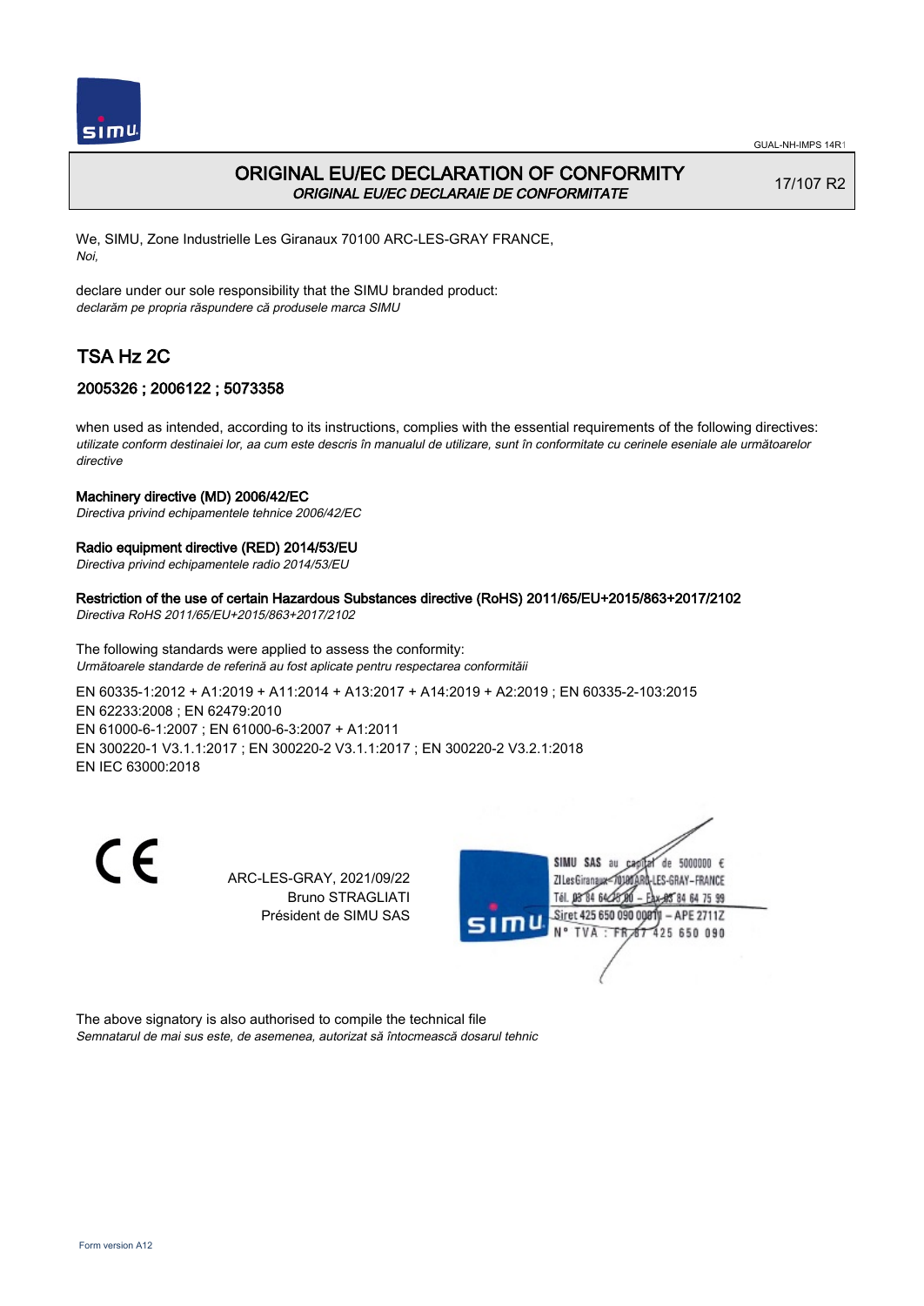# ORIGINAL EU/EC DECLARATION OF CONFORMITY

*ORIGINAL EU/EC DECLARAIE DE CONFORMITATE*

17/107 R2

We, SIMU, Zone Industrielle Les Giranaux 70100 ARC-LES-GRAY FRANCE,
*Noi,*

declare under our sole responsibility that the SIMU branded product:
*declarăm pe propria răspundere că produsele marca SIMU*

## TSA Hz 2C

### 2005326 ; 2006122 ; 5073358

when used as intended, according to its instructions, complies with the essential requirements of the following directives:
*utilizate conform destinaiei lor, aa cum este descris în manualul de utilizare, sunt în conformitate cu cerinele eseniale ale următoarelor directive*

**Machinery directive (MD) 2006/42/EC**
*Directiva privind echipamentele tehnice 2006/42/EC*

**Radio equipment directive (RED) 2014/53/EU**
*Directiva privind echipamentele radio 2014/53/EU*

**Restriction of the use of certain Hazardous Substances directive (RoHS) 2011/65/EU+2015/863+2017/2102**
*Directiva RoHS 2011/65/EU+2015/863+2017/2102*

The following standards were applied to assess the conformity:
*Următoarele standarde de referină au fost aplicate pentru respectarea conformităii*

EN 60335-1:2012 + A1:2019 + A11:2014 + A13:2017 + A14:2019 + A2:2019 ; EN 60335-2-103:2015
EN 62233:2008 ; EN 62479:2010
EN 61000-6-1:2007 ; EN 61000-6-3:2007 + A1:2011
EN 300220-1 V3.1.1:2017 ; EN 300220-2 V3.1.1:2017 ; EN 300220-2 V3.2.1:2018
EN IEC 63000:2018

ARC-LES-GRAY, 2021/09/22
Bruno STRAGLIATI
Président de SIMU SAS

SIMU SAS au capital de 5000000 €
ZI Les Giranaux 70100 ARC-LES-GRAY-FRANCE
Tél. 03 84 64 75 00 – Fax 03 84 64 75 99
Siret 425 650 090 00011 – APE 2711Z
N° TVA : FR 67 425 650 090

The above signatory is also authorised to compile the technical file
*Semnatarul de mai sus este, de asemenea, autorizat să întocmească dosarul tehnic*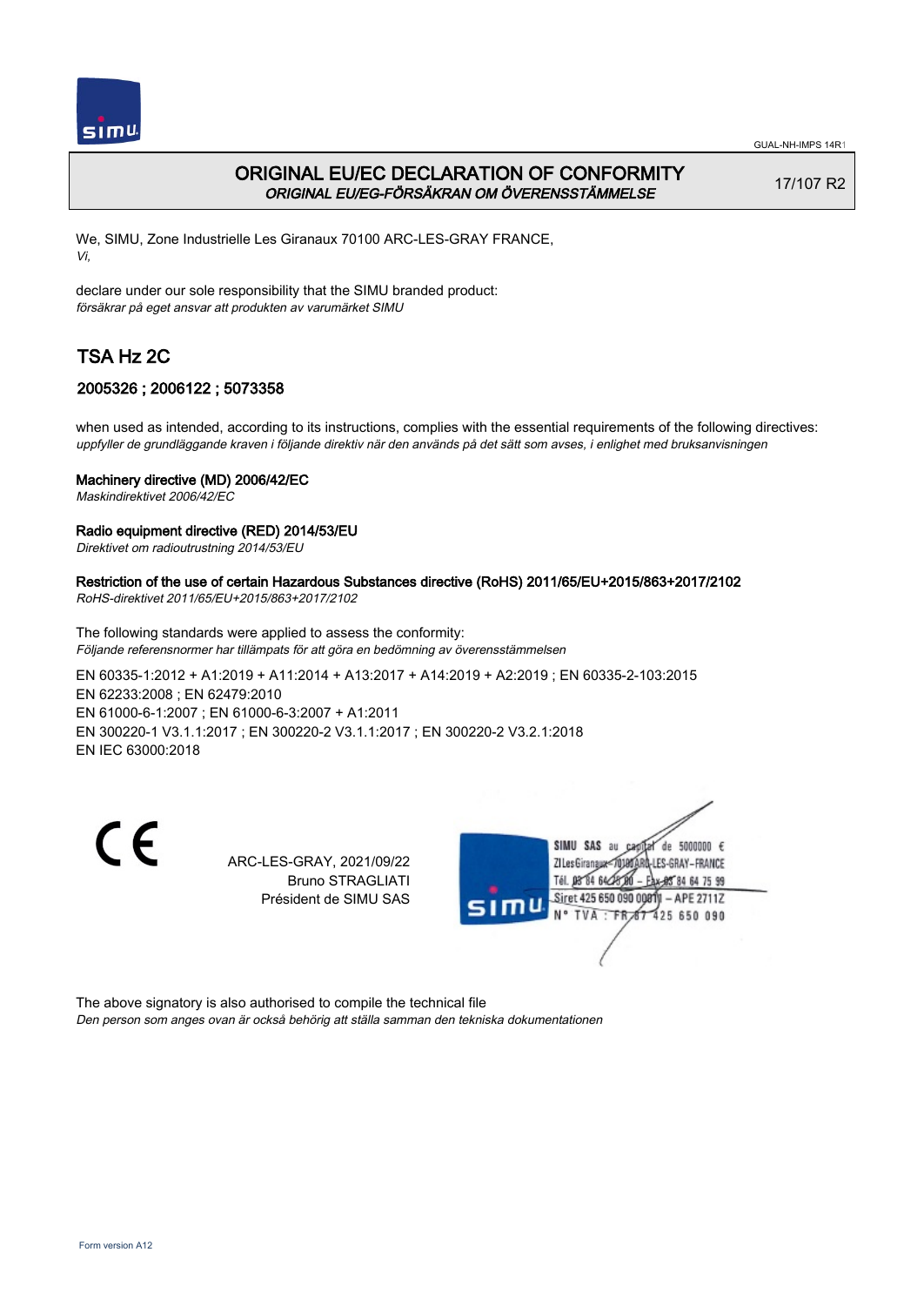GUAL-NH-IMPS 14R1

# ORIGINAL EU/EC DECLARATION OF CONFORMITY
*ORIGINAL EU/EG-FÖRSÄKRAN OM ÖVERENSSTÄMMELSE*

17/107 R2

We, SIMU, Zone Industrielle Les Giranaux 70100 ARC-LES-GRAY FRANCE,
*Vi,*

declare under our sole responsibility that the SIMU branded product:
*försäkrar på eget ansvar att produkten av varumärket SIMU*

## TSA Hz 2C

### 2005326 ; 2006122 ; 5073358

when used as intended, according to its instructions, complies with the essential requirements of the following directives:
*uppfyller de grundläggande kraven i följande direktiv när den används på det sätt som avses, i enlighet med bruksanvisningen*

**Machinery directive (MD) 2006/42/EC**
*Maskindirektivet 2006/42/EC*

**Radio equipment directive (RED) 2014/53/EU**
*Direktivet om radioutrustning 2014/53/EU*

**Restriction of the use of certain Hazardous Substances directive (RoHS) 2011/65/EU+2015/863+2017/2102**
*RoHS-direktivet 2011/65/EU+2015/863+2017/2102*

The following standards were applied to assess the conformity:
*Följande referensnormer har tillämpats för att göra en bedömning av överensstämmelsen*

EN 60335-1:2012 + A1:2019 + A11:2014 + A13:2017 + A14:2019 + A2:2019 ; EN 60335-2-103:2015
EN 62233:2008 ; EN 62479:2010
EN 61000-6-1:2007 ; EN 61000-6-3:2007 + A1:2011
EN 300220-1 V3.1.1:2017 ; EN 300220-2 V3.1.1:2017 ; EN 300220-2 V3.2.1:2018
EN IEC 63000:2018

CE

ARC-LES-GRAY, 2021/09/22
Bruno STRAGLIATI
Président de SIMU SAS

SIMU SAS au capital de 5000000 €
ZI Les Giranaux 70100 ARC-LES-GRAY-FRANCE
Tél. 03 84 64 75 00 – Fax 03 84 64 75 99
Siret 425 650 090 00011 – APE 2711Z
N° TVA : FR 87 425 650 090

The above signatory is also authorised to compile the technical file
*Den person som anges ovan är också behörig att ställa samman den tekniska dokumentationen*

Form version A12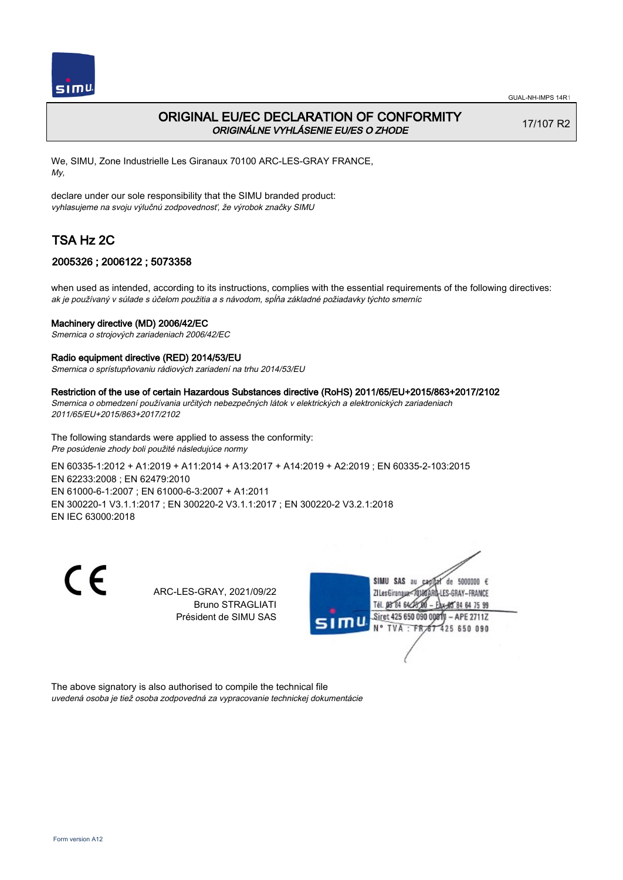# ORIGINAL EU/EC DECLARATION OF CONFORMITY

*ORIGINÁLNE VYHLÁSENIE EU/ES O ZHODE*

17/107 R2

We, SIMU, Zone Industrielle Les Giranaux 70100 ARC-LES-GRAY FRANCE,
*My,*

declare under our sole responsibility that the SIMU branded product:
*vyhlasujeme na svoju výlučnú zodpovednosť, že výrobok značky SIMU*

## TSA Hz 2C

### 2005326 ; 2006122 ; 5073358

when used as intended, according to its instructions, complies with the essential requirements of the following directives:
*ak je používaný v súlade s účelom použitia a s návodom, spĺňa základné požiadavky týchto smerníc*

**Machinery directive (MD) 2006/42/EC**
*Smernica o strojových zariadeniach 2006/42/EC*

**Radio equipment directive (RED) 2014/53/EU**
*Smernica o sprístupňovaniu rádiových zariadení na trhu 2014/53/EU*

**Restriction of the use of certain Hazardous Substances directive (RoHS) 2011/65/EU+2015/863+2017/2102**
*Smernica o obmedzení používania určitých nebezpečných látok v elektrických a elektronických zariadeniach 2011/65/EU+2015/863+2017/2102*

The following standards were applied to assess the conformity:
*Pre posúdenie zhody boli použité následujúce normy*

EN 60335-1:2012 + A1:2019 + A11:2014 + A13:2017 + A14:2019 + A2:2019 ; EN 60335-2-103:2015
EN 62233:2008 ; EN 62479:2010
EN 61000-6-1:2007 ; EN 61000-6-3:2007 + A1:2011
EN 300220-1 V3.1.1:2017 ; EN 300220-2 V3.1.1:2017 ; EN 300220-2 V3.2.1:2018
EN IEC 63000:2018

CE

ARC-LES-GRAY, 2021/09/22
Bruno STRAGLIATI
Président de SIMU SAS

SIMU SAS au capital de 5000000 €
ZI Les Giranaux 70100 ARC-LES-GRAY-FRANCE
Tél. 03 84 64 75 00 – Fax 03 84 64 75 99
Siret 425 650 090 00011 – APE 2711Z
N° TVA : FR 87 425 650 090

The above signatory is also authorised to compile the technical file
*uvedená osoba je tiež osoba zodpovedná za vypracovanie technickej dokumentácie*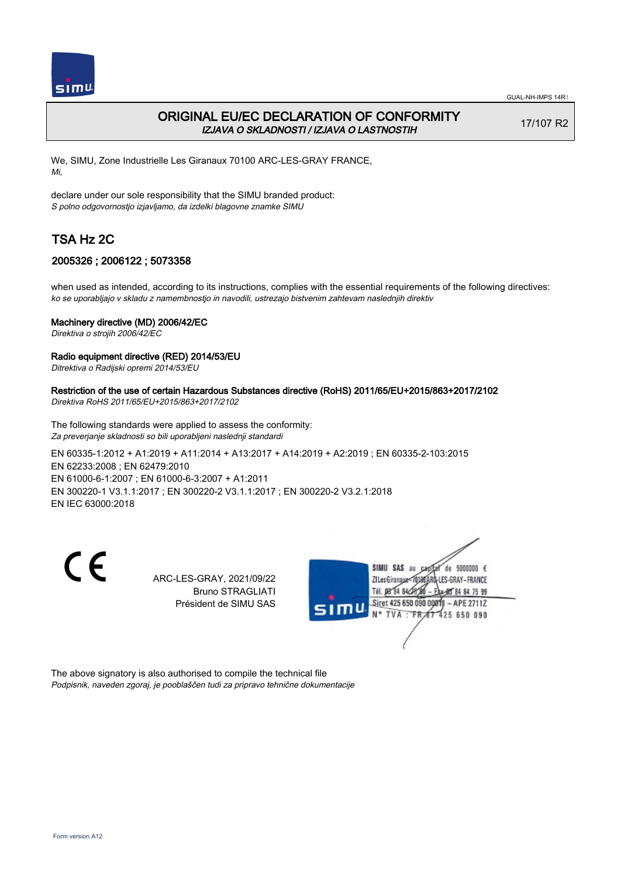# ORIGINAL EU/EC DECLARATION OF CONFORMITY

*IZJAVA O SKLADNOSTI / IZJAVA O LASTNOSTIH*

17/107 R2

We, SIMU, Zone Industrielle Les Giranaux 70100 ARC-LES-GRAY FRANCE,
*Mi,*

declare under our sole responsibility that the SIMU branded product:
*S polno odgovornostjo izjavljamo, da izdelki blagovne znamke SIMU*

## TSA Hz 2C

### 2005326 ; 2006122 ; 5073358

when used as intended, according to its instructions, complies with the essential requirements of the following directives:
*ko se uporabljajo v skladu z namembnostjo in navodili, ustrezajo bistvenim zahtevam naslednjih direktiv*

**Machinery directive (MD) 2006/42/EC**
*Direktiva o strojih 2006/42/EC*

**Radio equipment directive (RED) 2014/53/EU**
*Ditrektiva o Radijski opremi 2014/53/EU*

**Restriction of the use of certain Hazardous Substances directive (RoHS) 2011/65/EU+2015/863+2017/2102**
*Direktiva RoHS 2011/65/EU+2015/863+2017/2102*

The following standards were applied to assess the conformity:
*Za preverjanje skladnosti so bili uporabljeni naslednji standardi*

EN 60335-1:2012 + A1:2019 + A11:2014 + A13:2017 + A14:2019 + A2:2019 ; EN 60335-2-103:2015
EN 62233:2008 ; EN 62479:2010
EN 61000-6-1:2007 ; EN 61000-6-3:2007 + A1:2011
EN 300220-1 V3.1.1:2017 ; EN 300220-2 V3.1.1:2017 ; EN 300220-2 V3.2.1:2018
EN IEC 63000:2018

CE

ARC-LES-GRAY, 2021/09/22
Bruno STRAGLIATI
Président de SIMU SAS

SIMU SAS au capital de 5000000 €
ZI Les Giranaux 70100 ARC-LES-GRAY-FRANCE
Tél. 03 84 64 75 00 – Fax 03 84 64 75 99
Siret 425 650 090 00011 – APE 2711Z
N° TVA : FR 87 425 650 090

The above signatory is also authorised to compile the technical file
*Podpisnik, naveden zgoraj, je pooblaščen tudi za pripravo tehnične dokumentacije*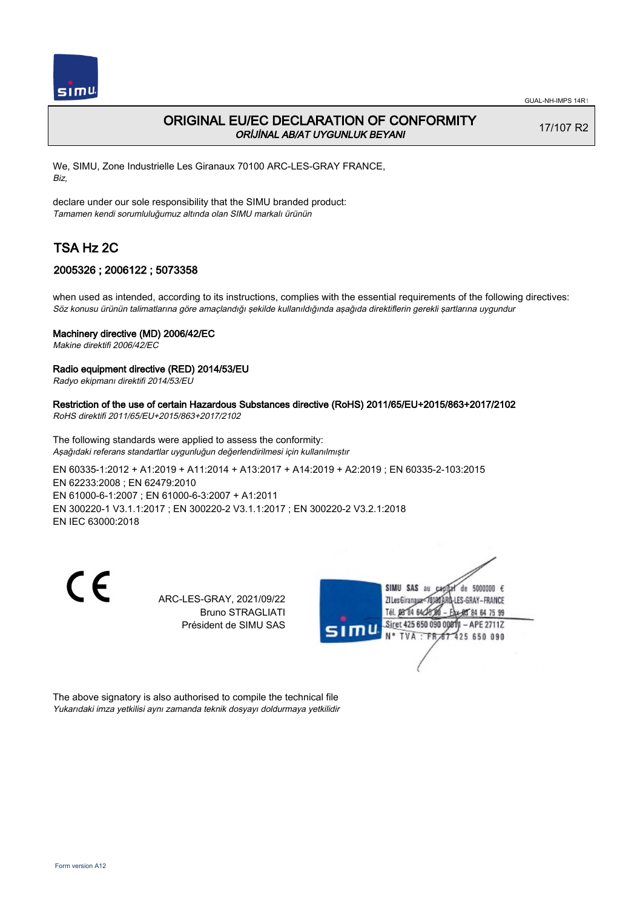GUAL-NH-IMPS 14R1

# ORIGINAL EU/EC DECLARATION OF CONFORMITY

*ORİJİNAL AB/AT UYGUNLUK BEYANI*

17/107 R2

We, SIMU, Zone Industrielle Les Giranaux 70100 ARC-LES-GRAY FRANCE,
*Biz,*

declare under our sole responsibility that the SIMU branded product:
*Tamamen kendi sorumluluğumuz altında olan SIMU markalı ürünün*

## TSA Hz 2C

### 2005326 ; 2006122 ; 5073358

when used as intended, according to its instructions, complies with the essential requirements of the following directives:
*Söz konusu ürünün talimatlarına göre amaçlandığı şekilde kullanıldığında aşağıda direktiflerin gerekli şartlarına uygundur*

**Machinery directive (MD) 2006/42/EC**
*Makine direktifi 2006/42/EC*

**Radio equipment directive (RED) 2014/53/EU**
*Radyo ekipmanı direktifi 2014/53/EU*

**Restriction of the use of certain Hazardous Substances directive (RoHS) 2011/65/EU+2015/863+2017/2102**
*RoHS direktifi 2011/65/EU+2015/863+2017/2102*

The following standards were applied to assess the conformity:
*Aşağıdaki referans standartlar uygunluğun değerlendirilmesi için kullanılmıştır*

EN 60335-1:2012 + A1:2019 + A11:2014 + A13:2017 + A14:2019 + A2:2019 ; EN 60335-2-103:2015
EN 62233:2008 ; EN 62479:2010
EN 61000-6-1:2007 ; EN 61000-6-3:2007 + A1:2011
EN 300220-1 V3.1.1:2017 ; EN 300220-2 V3.1.1:2017 ; EN 300220-2 V3.2.1:2018
EN IEC 63000:2018

ARC-LES-GRAY, 2021/09/22
Bruno STRAGLIATI
Président de SIMU SAS

SIMU SAS au capital de 5000000 €
ZI Les Giranaux 70100 ARC-LES-GRAY-FRANCE
Tél. 03 84 64 75 00 – Fax 03 84 64 75 99
Siret 425 650 090 00011 – APE 2711Z
N° TVA : FR 87 425 650 090

The above signatory is also authorised to compile the technical file
*Yukarıdaki imza yetkilisi aynı zamanda teknik dosyayı doldurmaya yetkilidir*

Form version A12